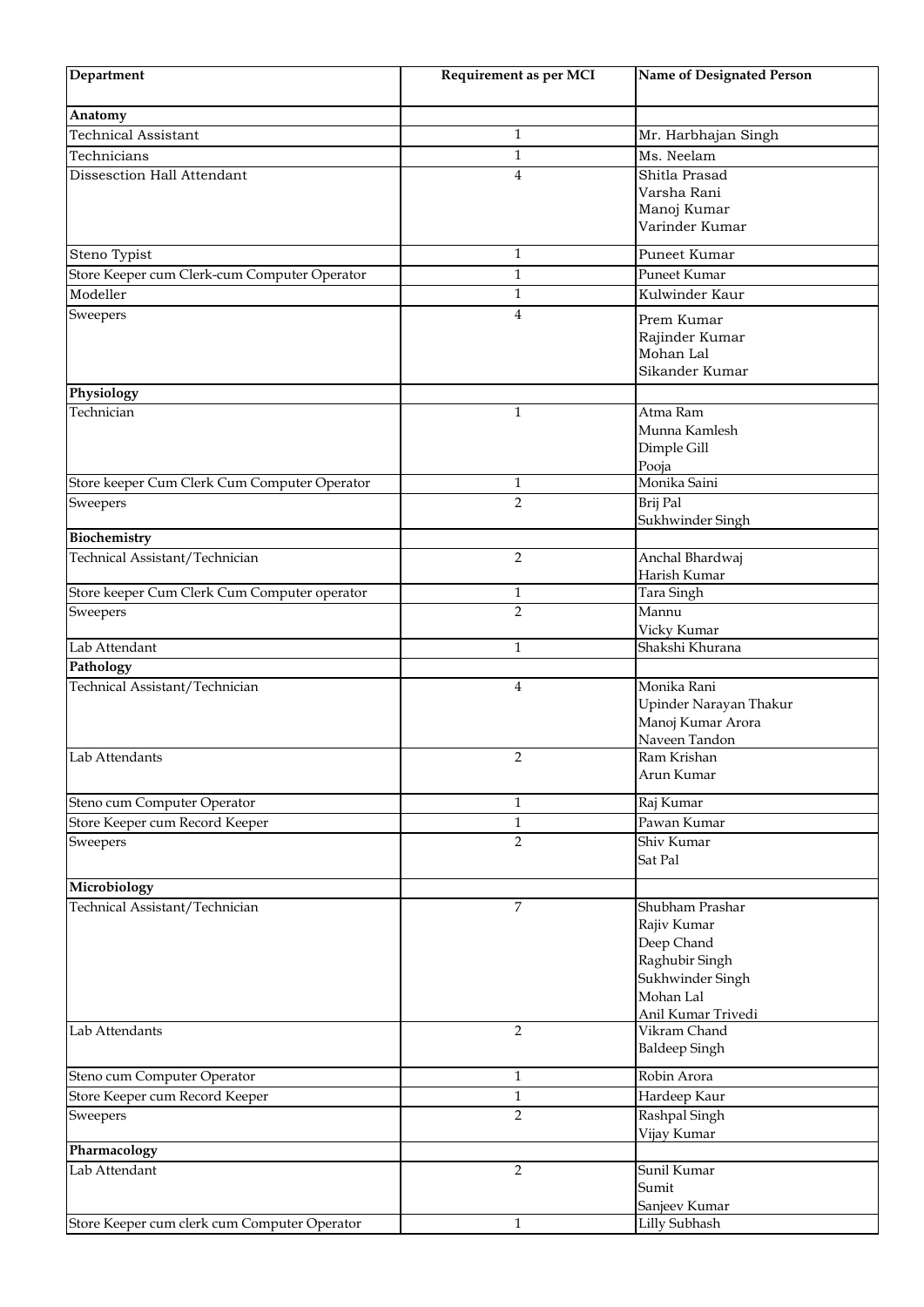| Department | Requirement as per MCI | Name of Designated Person |
|---|---|---|
| **Anatomy** | | |
| Technical Assistant | 1 | Mr. Harbhajan Singh |
| Technicians | 1 | Ms. Neelam |
| Dissesction Hall Attendant | 4 | Shitla Prasad<br>Varsha Rani<br>Manoj Kumar<br>Varinder Kumar |
| Steno Typist | 1 | Puneet Kumar |
| Store Keeper cum Clerk-cum Computer Operator | 1 | Puneet Kumar |
| Modeller | 1 | Kulwinder Kaur |
| Sweepers | 4 | Prem Kumar<br>Rajinder Kumar<br>Mohan Lal<br>Sikander Kumar |
| **Physiology** | | |
| Technician | 1 | Atma Ram<br>Munna Kamlesh<br>Dimple Gill<br>Pooja |
| Store keeper Cum Clerk Cum Computer Operator | 1 | Monika Saini |
| Sweepers | 2 | Brij Pal<br>Sukhwinder Singh |
| **Biochemistry** | | |
| Technical Assistant/Technician | 2 | Anchal Bhardwaj<br>Harish Kumar |
| Store keeper Cum Clerk Cum Computer operator | 1 | Tara Singh |
| Sweepers | 2 | Mannu<br>Vicky Kumar |
| Lab Attendant | 1 | Shakshi Khurana |
| **Pathology** | | |
| Technical Assistant/Technician | 4 | Monika Rani<br>Upinder Narayan Thakur<br>Manoj Kumar Arora<br>Naveen Tandon |
| Lab Attendants | 2 | Ram Krishan<br>Arun Kumar |
| Steno cum Computer Operator | 1 | Raj Kumar |
| Store Keeper cum Record Keeper | 1 | Pawan Kumar |
| Sweepers | 2 | Shiv Kumar<br>Sat Pal |
| **Microbiology** | | |
| Technical Assistant/Technician | 7 | Shubham Prashar<br>Rajiv Kumar<br>Deep Chand<br>Raghubir Singh<br>Sukhwinder Singh<br>Mohan Lal<br>Anil Kumar Trivedi |
| Lab Attendants | 2 | Vikram Chand<br>Baldeep Singh |
| Steno cum Computer Operator | 1 | Robin Arora |
| Store Keeper cum Record Keeper | 1 | Hardeep Kaur |
| Sweepers | 2 | Rashpal Singh<br>Vijay Kumar |
| **Pharmacology** | | |
| Lab Attendant | 2 | Sunil Kumar<br>Sumit<br>Sanjeev Kumar |
| Store Keeper cum clerk cum Computer Operator | 1 | Lilly Subhash |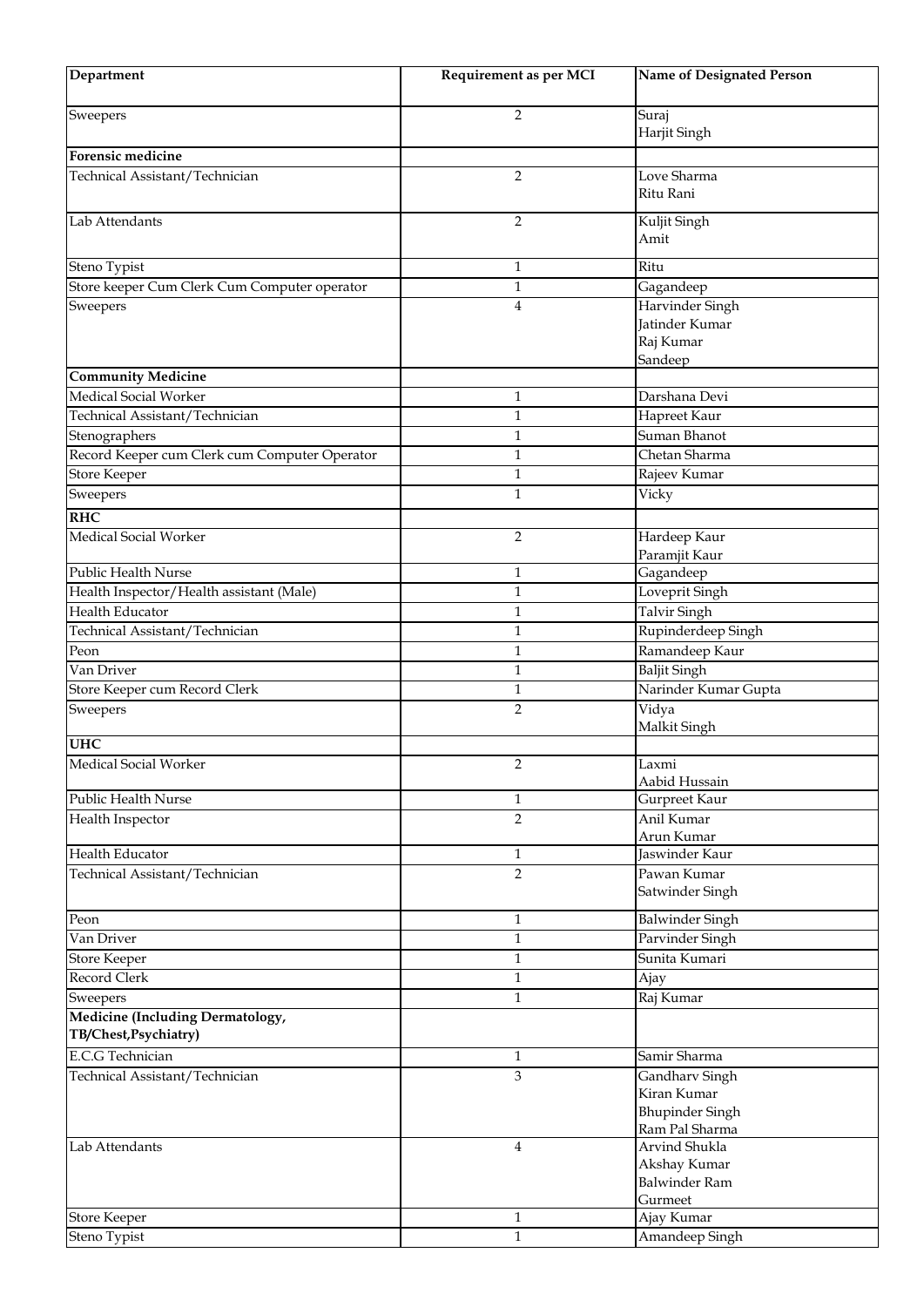| Department | Requirement as per MCI | Name of Designated Person |
|---|---|---|
| Sweepers | 2 | Suraj<br>Harjit Singh |
| **Forensic medicine** | | |
| Technical Assistant/Technician | 2 | Love Sharma<br>Ritu Rani |
| Lab Attendants | 2 | Kuljit Singh<br>Amit |
| Steno Typist | 1 | Ritu |
| Store keeper Cum Clerk Cum Computer operator | 1 | Gagandeep |
| Sweepers | 4 | Harvinder Singh<br>Jatinder Kumar<br>Raj Kumar<br>Sandeep |
| **Community Medicine** | | |
| Medical Social Worker | 1 | Darshana Devi |
| Technical Assistant/Technician | 1 | Hapreet Kaur |
| Stenographers | 1 | Suman Bhanot |
| Record Keeper cum Clerk cum Computer Operator | 1 | Chetan Sharma |
| Store Keeper | 1 | Rajeev Kumar |
| Sweepers | 1 | Vicky |
| **RHC** | | |
| Medical Social Worker | 2 | Hardeep Kaur<br>Paramjit Kaur |
| Public Health Nurse | 1 | Gagandeep |
| Health Inspector/Health assistant (Male) | 1 | Loveprit Singh |
| Health Educator | 1 | Talvir Singh |
| Technical Assistant/Technician | 1 | Rupinderdeep Singh |
| Peon | 1 | Ramandeep Kaur |
| Van Driver | 1 | Baljit Singh |
| Store Keeper cum Record Clerk | 1 | Narinder Kumar Gupta |
| Sweepers | 2 | Vidya<br>Malkit Singh |
| **UHC** | | |
| Medical Social Worker | 2 | Laxmi<br>Aabid Hussain |
| Public Health Nurse | 1 | Gurpreet Kaur |
| Health Inspector | 2 | Anil Kumar<br>Arun Kumar |
| Health Educator | 1 | Jaswinder Kaur |
| Technical Assistant/Technician | 2 | Pawan Kumar<br>Satwinder Singh |
| Peon | 1 | Balwinder Singh |
| Van Driver | 1 | Parvinder Singh |
| Store Keeper | 1 | Sunita Kumari |
| Record Clerk | 1 | Ajay |
| Sweepers | 1 | Raj Kumar |
| **Medicine (Including Dermatology, TB/Chest,Psychiatry)** | | |
| E.C.G Technician | 1 | Samir Sharma |
| Technical Assistant/Technician | 3 | Gandharv Singh<br>Kiran Kumar<br>Bhupinder Singh<br>Ram Pal Sharma |
| Lab Attendants | 4 | Arvind Shukla<br>Akshay Kumar<br>Balwinder Ram<br>Gurmeet |
| Store Keeper | 1 | Ajay Kumar |
| Steno Typist | 1 | Amandeep Singh |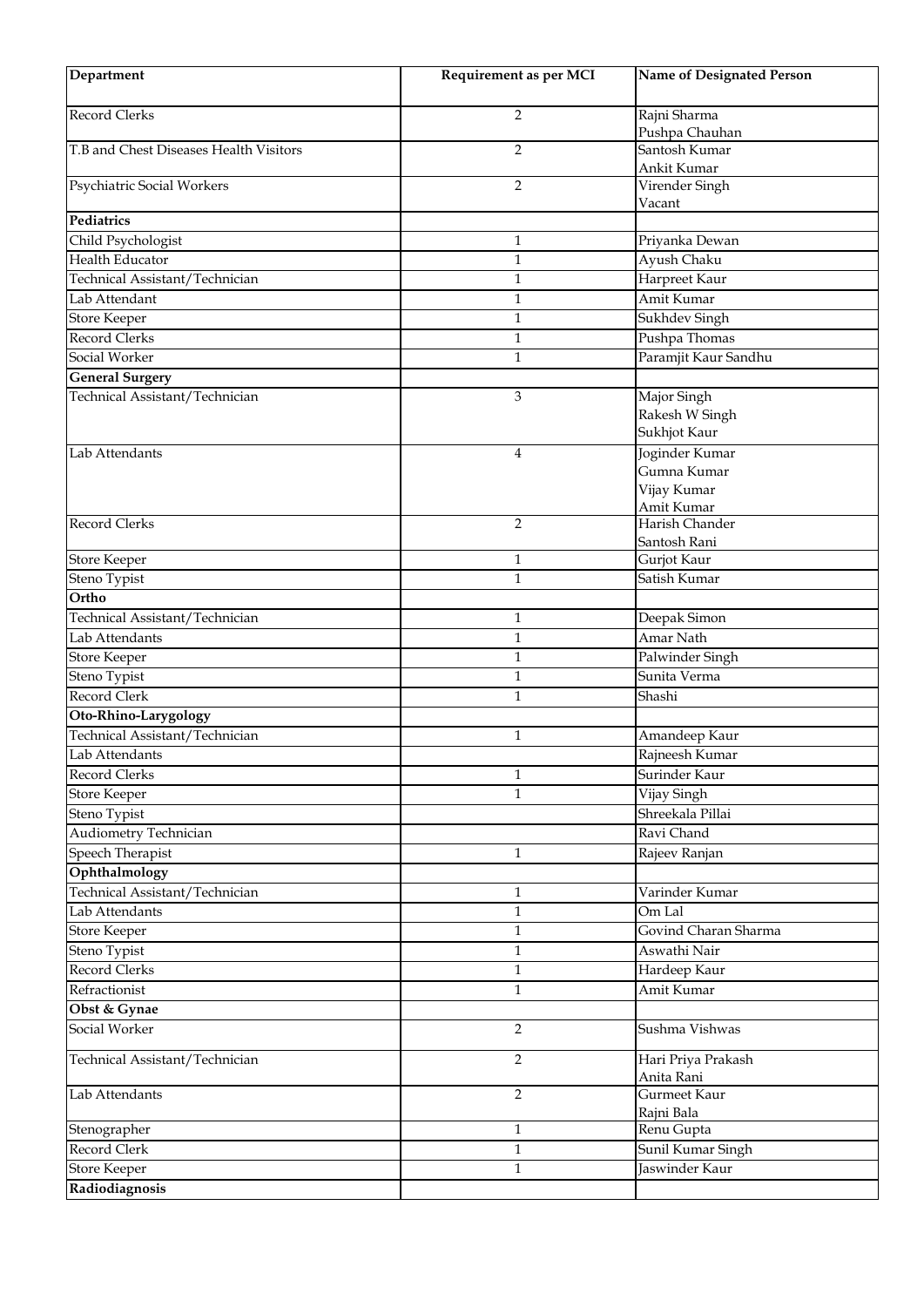| Department | Requirement as per MCI | Name of Designated Person |
|---|---|---|
| Record Clerks | 2 | Rajni Sharma<br>Pushpa Chauhan |
| T.B and Chest Diseases Health Visitors | 2 | Santosh Kumar<br>Ankit Kumar |
| Psychiatric Social Workers | 2 | Virender Singh<br>Vacant |
| **Pediatrics** | | |
| Child Psychologist | 1 | Priyanka Dewan |
| Health Educator | 1 | Ayush Chaku |
| Technical Assistant/Technician | 1 | Harpreet Kaur |
| Lab Attendant | 1 | Amit Kumar |
| Store Keeper | 1 | Sukhdev Singh |
| Record Clerks | 1 | Pushpa Thomas |
| Social Worker | 1 | Paramjit Kaur Sandhu |
| **General Surgery** | | |
| Technical Assistant/Technician | 3 | Major Singh<br>Rakesh W Singh<br>Sukhjot Kaur |
| Lab Attendants | 4 | Joginder Kumar<br>Gumna Kumar<br>Vijay Kumar<br>Amit Kumar |
| Record Clerks | 2 | Harish Chander<br>Santosh Rani |
| Store Keeper | 1 | Gurjot Kaur |
| Steno Typist | 1 | Satish Kumar |
| **Ortho** | | |
| Technical Assistant/Technician | 1 | Deepak Simon |
| Lab Attendants | 1 | Amar Nath |
| Store Keeper | 1 | Palwinder Singh |
| Steno Typist | 1 | Sunita Verma |
| Record Clerk | 1 | Shashi |
| **Oto-Rhino-Larygology** | | |
| Technical Assistant/Technician | 1 | Amandeep Kaur |
| Lab Attendants | | Rajneesh Kumar |
| Record Clerks | 1 | Surinder Kaur |
| Store Keeper | 1 | Vijay Singh |
| Steno Typist | | Shreekala Pillai |
| Audiometry Technician | | Ravi Chand |
| Speech Therapist | 1 | Rajeev Ranjan |
| **Ophthalmology** | | |
| Technical Assistant/Technician | 1 | Varinder Kumar |
| Lab Attendants | 1 | Om Lal |
| Store Keeper | 1 | Govind Charan Sharma |
| Steno Typist | 1 | Aswathi Nair |
| Record Clerks | 1 | Hardeep Kaur |
| Refractionist | 1 | Amit Kumar |
| **Obst & Gynae** | | |
| Social Worker | 2 | Sushma Vishwas |
| Technical Assistant/Technician | 2 | Hari Priya Prakash<br>Anita Rani |
| Lab Attendants | 2 | Gurmeet Kaur<br>Rajni Bala |
| Stenographer | 1 | Renu Gupta |
| Record Clerk | 1 | Sunil Kumar Singh |
| Store Keeper | 1 | Jaswinder Kaur |
| **Radiodiagnosis** | | |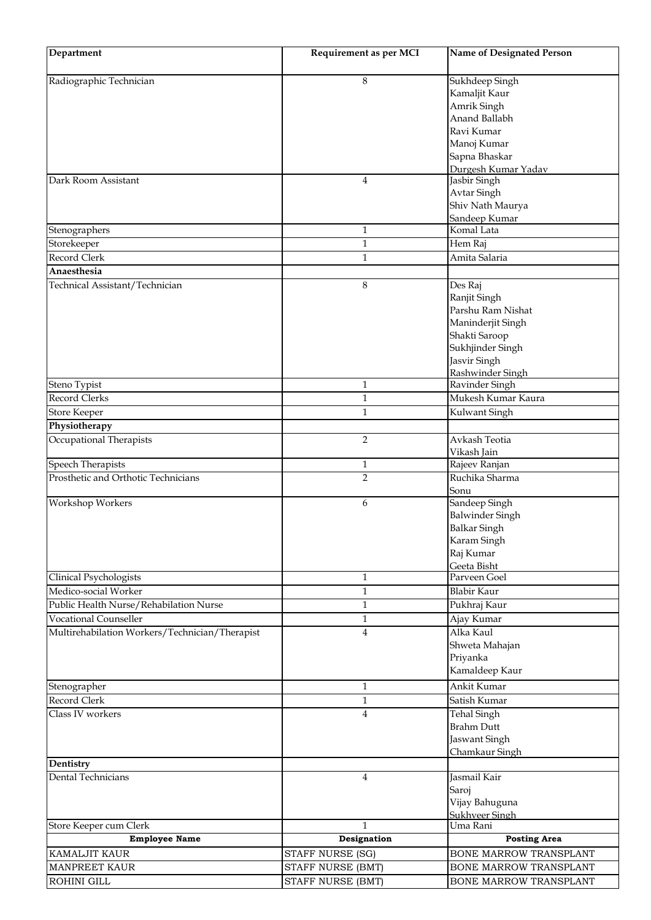| Department | Requirement as per MCI | Name of Designated Person |
|---|---|---|
| Radiographic Technician | 8 | Sukhdeep Singh<br>Kamaljit Kaur<br>Amrik Singh<br>Anand Ballabh<br>Ravi Kumar<br>Manoj Kumar<br>Sapna Bhaskar<br>Durgesh Kumar Yadav |
| Dark Room Assistant | 4 | Jasbir Singh<br>Avtar Singh<br>Shiv Nath Maurya<br>Sandeep Kumar |
| Stenographers | 1 | Komal Lata |
| Storekeeper | 1 | Hem Raj |
| Record Clerk | 1 | Amita Salaria |
| **Anaesthesia** | | |
| Technical Assistant/Technician | 8 | Des Raj<br>Ranjit Singh<br>Parshu Ram Nishat<br>Maninderjit Singh<br>Shakti Saroop<br>Sukhjinder Singh<br>Jasvir Singh<br>Rashwinder Singh |
| Steno Typist | 1 | Ravinder Singh |
| Record Clerks | 1 | Mukesh Kumar Kaura |
| Store Keeper | 1 | Kulwant Singh |
| **Physiotherapy** | | |
| Occupational Therapists | 2 | Avkash Teotia<br>Vikash Jain |
| Speech Therapists | 1 | Rajeev Ranjan |
| Prosthetic and Orthotic Technicians | 2 | Ruchika Sharma<br>Sonu |
| Workshop Workers | 6 | Sandeep Singh<br>Balwinder Singh<br>Balkar Singh<br>Karam Singh<br>Raj Kumar<br>Geeta Bisht |
| Clinical Psychologists | 1 | Parveen Goel |
| Medico-social Worker | 1 | Blabir Kaur |
| Public Health Nurse/Rehabilation Nurse | 1 | Pukhraj Kaur |
| Vocational Counseller | 1 | Ajay Kumar |
| Multirehabilation Workers/Technician/Therapist | 4 | Alka Kaul<br>Shweta Mahajan<br>Priyanka<br>Kamaldeep Kaur |
| Stenographer | 1 | Ankit Kumar |
| Record Clerk | 1 | Satish Kumar |
| Class IV workers | 4 | Tehal Singh<br>Brahm Dutt<br>Jaswant Singh<br>Chamkaur Singh |
| **Dentistry** | | |
| Dental Technicians | 4 | Jasmail Kair<br>Saroj<br>Vijay Bahuguna<br>Sukhveer Singh |
| Store Keeper cum Clerk | 1 | Uma Rani |

| Employee Name | Designation | Posting Area |
|---|---|---|
| KAMALJIT KAUR | STAFF NURSE (SG) | BONE MARROW TRANSPLANT |
| MANPREET KAUR | STAFF NURSE (BMT) | BONE MARROW TRANSPLANT |
| ROHINI GILL | STAFF NURSE (BMT) | BONE MARROW TRANSPLANT |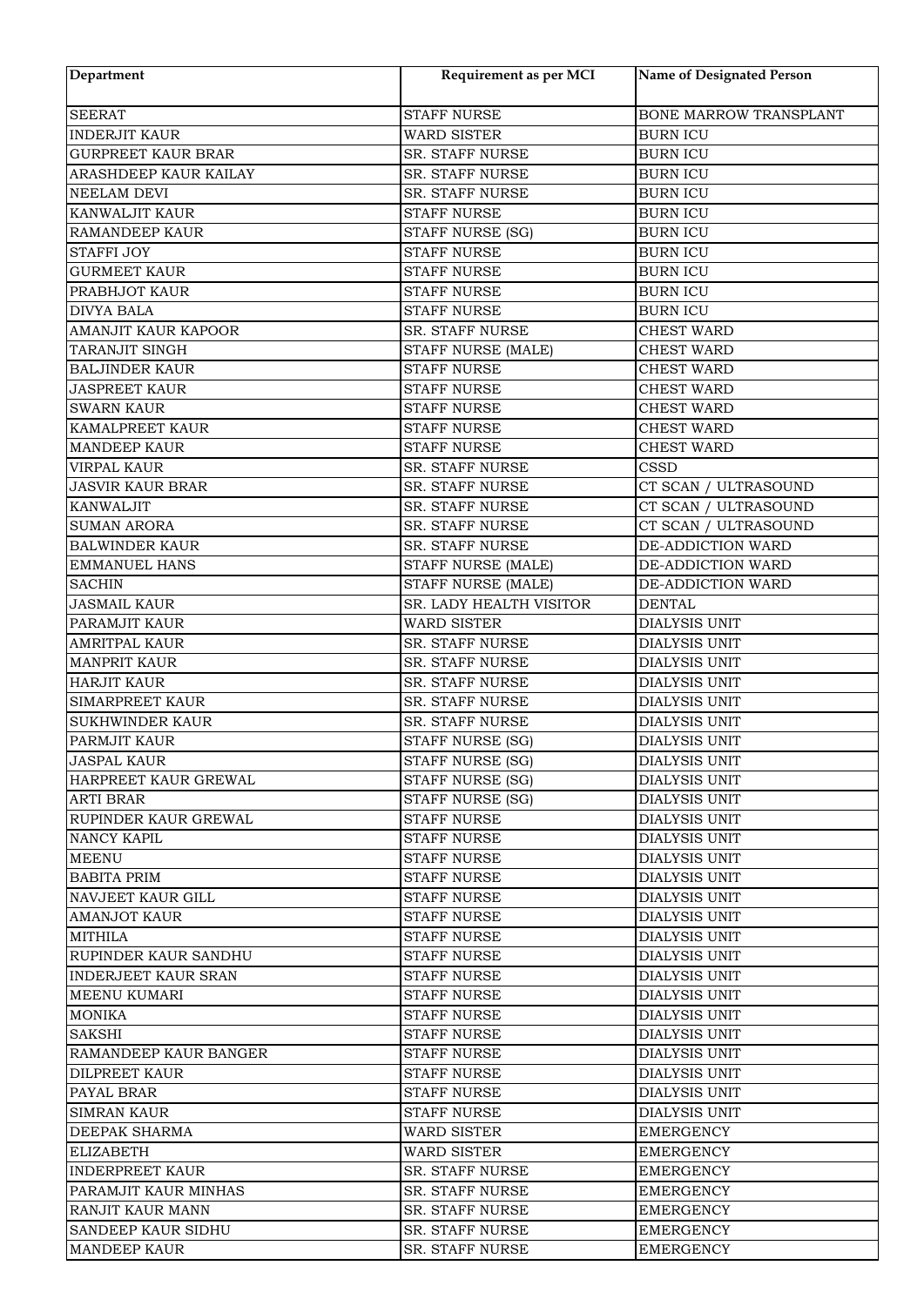| Department | Requirement as per MCI | Name of Designated Person |
|---|---|---|
| SEERAT | STAFF NURSE | BONE MARROW TRANSPLANT |
| INDERJIT KAUR | WARD SISTER | BURN ICU |
| GURPREET KAUR BRAR | SR. STAFF NURSE | BURN ICU |
| ARASHDEEP KAUR KAILAY | SR. STAFF NURSE | BURN ICU |
| NEELAM DEVI | SR. STAFF NURSE | BURN ICU |
| KANWALJIT KAUR | STAFF NURSE | BURN ICU |
| RAMANDEEP KAUR | STAFF NURSE (SG) | BURN ICU |
| STAFFI JOY | STAFF NURSE | BURN ICU |
| GURMEET KAUR | STAFF NURSE | BURN ICU |
| PRABHJOT KAUR | STAFF NURSE | BURN ICU |
| DIVYA BALA | STAFF NURSE | BURN ICU |
| AMANJIT KAUR KAPOOR | SR. STAFF NURSE | CHEST WARD |
| TARANJIT SINGH | STAFF NURSE (MALE) | CHEST WARD |
| BALJINDER KAUR | STAFF NURSE | CHEST WARD |
| JASPREET KAUR | STAFF NURSE | CHEST WARD |
| SWARN KAUR | STAFF NURSE | CHEST WARD |
| KAMALPREET KAUR | STAFF NURSE | CHEST WARD |
| MANDEEP KAUR | STAFF NURSE | CHEST WARD |
| VIRPAL KAUR | SR. STAFF NURSE | CSSD |
| JASVIR KAUR BRAR | SR. STAFF NURSE | CT SCAN / ULTRASOUND |
| KANWALJIT | SR. STAFF NURSE | CT SCAN / ULTRASOUND |
| SUMAN ARORA | SR. STAFF NURSE | CT SCAN / ULTRASOUND |
| BALWINDER KAUR | SR. STAFF NURSE | DE-ADDICTION WARD |
| EMMANUEL HANS | STAFF NURSE (MALE) | DE-ADDICTION WARD |
| SACHIN | STAFF NURSE (MALE) | DE-ADDICTION WARD |
| JASMAIL KAUR | SR. LADY HEALTH VISITOR | DENTAL |
| PARAMJIT KAUR | WARD SISTER | DIALYSIS UNIT |
| AMRITPAL KAUR | SR. STAFF NURSE | DIALYSIS UNIT |
| MANPRIT KAUR | SR. STAFF NURSE | DIALYSIS UNIT |
| HARJIT KAUR | SR. STAFF NURSE | DIALYSIS UNIT |
| SIMARPREET KAUR | SR. STAFF NURSE | DIALYSIS UNIT |
| SUKHWINDER KAUR | SR. STAFF NURSE | DIALYSIS UNIT |
| PARMJIT KAUR | STAFF NURSE (SG) | DIALYSIS UNIT |
| JASPAL KAUR | STAFF NURSE (SG) | DIALYSIS UNIT |
| HARPREET KAUR GREWAL | STAFF NURSE (SG) | DIALYSIS UNIT |
| ARTI BRAR | STAFF NURSE (SG) | DIALYSIS UNIT |
| RUPINDER KAUR GREWAL | STAFF NURSE | DIALYSIS UNIT |
| NANCY KAPIL | STAFF NURSE | DIALYSIS UNIT |
| MEENU | STAFF NURSE | DIALYSIS UNIT |
| BABITA PRIM | STAFF NURSE | DIALYSIS UNIT |
| NAVJEET KAUR GILL | STAFF NURSE | DIALYSIS UNIT |
| AMANJOT KAUR | STAFF NURSE | DIALYSIS UNIT |
| MITHILA | STAFF NURSE | DIALYSIS UNIT |
| RUPINDER KAUR SANDHU | STAFF NURSE | DIALYSIS UNIT |
| INDERJEET KAUR SRAN | STAFF NURSE | DIALYSIS UNIT |
| MEENU KUMARI | STAFF NURSE | DIALYSIS UNIT |
| MONIKA | STAFF NURSE | DIALYSIS UNIT |
| SAKSHI | STAFF NURSE | DIALYSIS UNIT |
| RAMANDEEP KAUR BANGER | STAFF NURSE | DIALYSIS UNIT |
| DILPREET KAUR | STAFF NURSE | DIALYSIS UNIT |
| PAYAL BRAR | STAFF NURSE | DIALYSIS UNIT |
| SIMRAN KAUR | STAFF NURSE | DIALYSIS UNIT |
| DEEPAK SHARMA | WARD SISTER | EMERGENCY |
| ELIZABETH | WARD SISTER | EMERGENCY |
| INDERPREET KAUR | SR. STAFF NURSE | EMERGENCY |
| PARAMJIT KAUR MINHAS | SR. STAFF NURSE | EMERGENCY |
| RANJIT KAUR MANN | SR. STAFF NURSE | EMERGENCY |
| SANDEEP KAUR SIDHU | SR. STAFF NURSE | EMERGENCY |
| MANDEEP KAUR | SR. STAFF NURSE | EMERGENCY |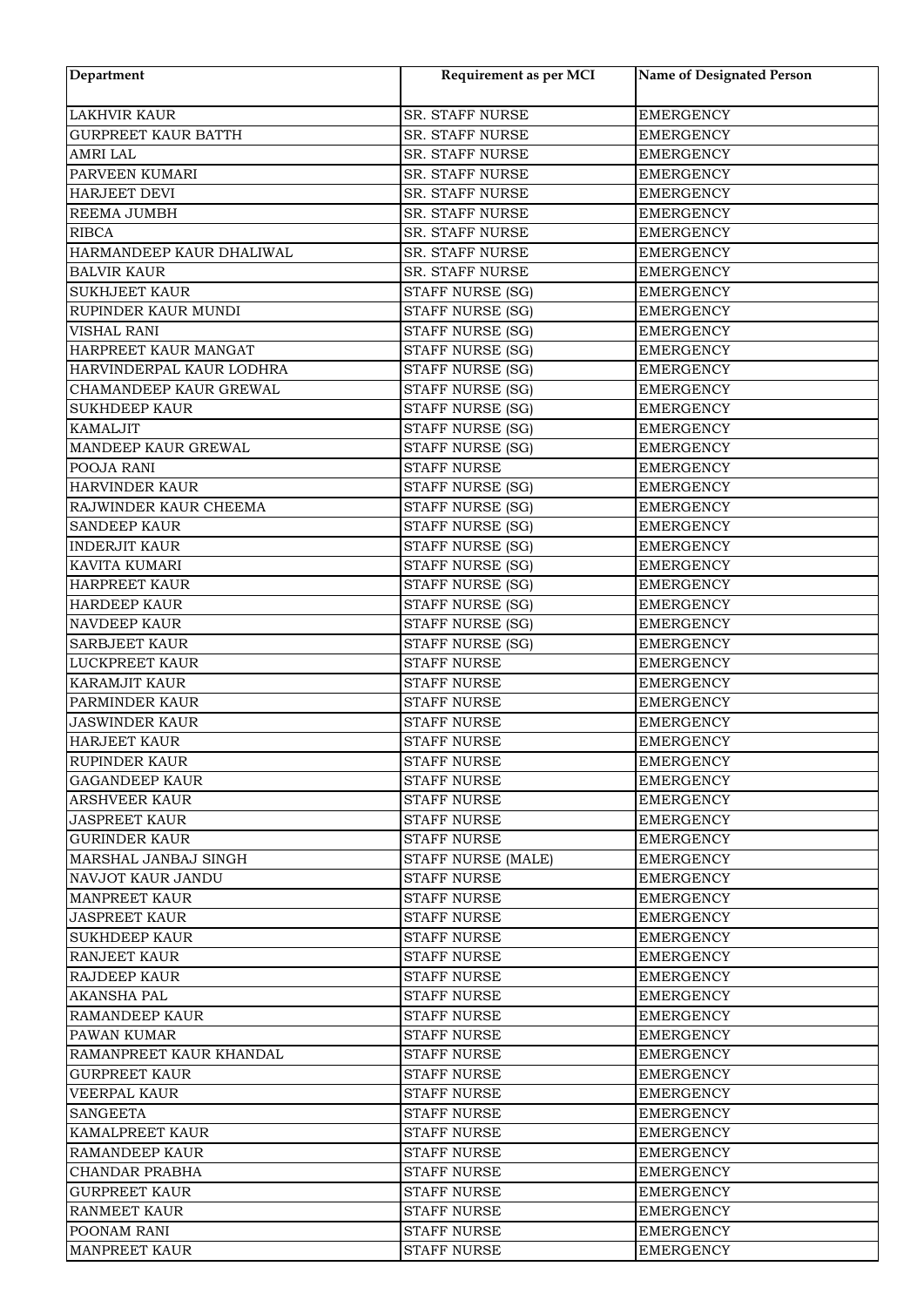| Department | Requirement as per MCI | Name of Designated Person |
|---|---|---|
| LAKHVIR KAUR | SR. STAFF NURSE | EMERGENCY |
| GURPREET KAUR BATTH | SR. STAFF NURSE | EMERGENCY |
| AMRI LAL | SR. STAFF NURSE | EMERGENCY |
| PARVEEN KUMARI | SR. STAFF NURSE | EMERGENCY |
| HARJEET DEVI | SR. STAFF NURSE | EMERGENCY |
| REEMA JUMBH | SR. STAFF NURSE | EMERGENCY |
| RIBCA | SR. STAFF NURSE | EMERGENCY |
| HARMANDEEP KAUR DHALIWAL | SR. STAFF NURSE | EMERGENCY |
| BALVIR KAUR | SR. STAFF NURSE | EMERGENCY |
| SUKHJEET KAUR | STAFF NURSE (SG) | EMERGENCY |
| RUPINDER KAUR MUNDI | STAFF NURSE (SG) | EMERGENCY |
| VISHAL RANI | STAFF NURSE (SG) | EMERGENCY |
| HARPREET KAUR MANGAT | STAFF NURSE (SG) | EMERGENCY |
| HARVINDERPAL KAUR LODHRA | STAFF NURSE (SG) | EMERGENCY |
| CHAMANDEEP KAUR GREWAL | STAFF NURSE (SG) | EMERGENCY |
| SUKHDEEP KAUR | STAFF NURSE (SG) | EMERGENCY |
| KAMALJIT | STAFF NURSE (SG) | EMERGENCY |
| MANDEEP KAUR GREWAL | STAFF NURSE (SG) | EMERGENCY |
| POOJA RANI | STAFF NURSE | EMERGENCY |
| HARVINDER KAUR | STAFF NURSE (SG) | EMERGENCY |
| RAJWINDER KAUR CHEEMA | STAFF NURSE (SG) | EMERGENCY |
| SANDEEP KAUR | STAFF NURSE (SG) | EMERGENCY |
| INDERJIT KAUR | STAFF NURSE (SG) | EMERGENCY |
| KAVITA KUMARI | STAFF NURSE (SG) | EMERGENCY |
| HARPREET KAUR | STAFF NURSE (SG) | EMERGENCY |
| HARDEEP KAUR | STAFF NURSE (SG) | EMERGENCY |
| NAVDEEP KAUR | STAFF NURSE (SG) | EMERGENCY |
| SARBJEET KAUR | STAFF NURSE (SG) | EMERGENCY |
| LUCKPREET KAUR | STAFF NURSE | EMERGENCY |
| KARAMJIT KAUR | STAFF NURSE | EMERGENCY |
| PARMINDER KAUR | STAFF NURSE | EMERGENCY |
| JASWINDER KAUR | STAFF NURSE | EMERGENCY |
| HARJEET KAUR | STAFF NURSE | EMERGENCY |
| RUPINDER KAUR | STAFF NURSE | EMERGENCY |
| GAGANDEEP KAUR | STAFF NURSE | EMERGENCY |
| ARSHVEER KAUR | STAFF NURSE | EMERGENCY |
| JASPREET KAUR | STAFF NURSE | EMERGENCY |
| GURINDER KAUR | STAFF NURSE | EMERGENCY |
| MARSHAL JANBAJ SINGH | STAFF NURSE (MALE) | EMERGENCY |
| NAVJOT KAUR JANDU | STAFF NURSE | EMERGENCY |
| MANPREET KAUR | STAFF NURSE | EMERGENCY |
| JASPREET KAUR | STAFF NURSE | EMERGENCY |
| SUKHDEEP KAUR | STAFF NURSE | EMERGENCY |
| RANJEET KAUR | STAFF NURSE | EMERGENCY |
| RAJDEEP KAUR | STAFF NURSE | EMERGENCY |
| AKANSHA PAL | STAFF NURSE | EMERGENCY |
| RAMANDEEP KAUR | STAFF NURSE | EMERGENCY |
| PAWAN KUMAR | STAFF NURSE | EMERGENCY |
| RAMANPREET KAUR KHANDAL | STAFF NURSE | EMERGENCY |
| GURPREET KAUR | STAFF NURSE | EMERGENCY |
| VEERPAL KAUR | STAFF NURSE | EMERGENCY |
| SANGEETA | STAFF NURSE | EMERGENCY |
| KAMALPREET KAUR | STAFF NURSE | EMERGENCY |
| RAMANDEEP KAUR | STAFF NURSE | EMERGENCY |
| CHANDAR PRABHA | STAFF NURSE | EMERGENCY |
| GURPREET KAUR | STAFF NURSE | EMERGENCY |
| RANMEET KAUR | STAFF NURSE | EMERGENCY |
| POONAM RANI | STAFF NURSE | EMERGENCY |
| MANPREET KAUR | STAFF NURSE | EMERGENCY |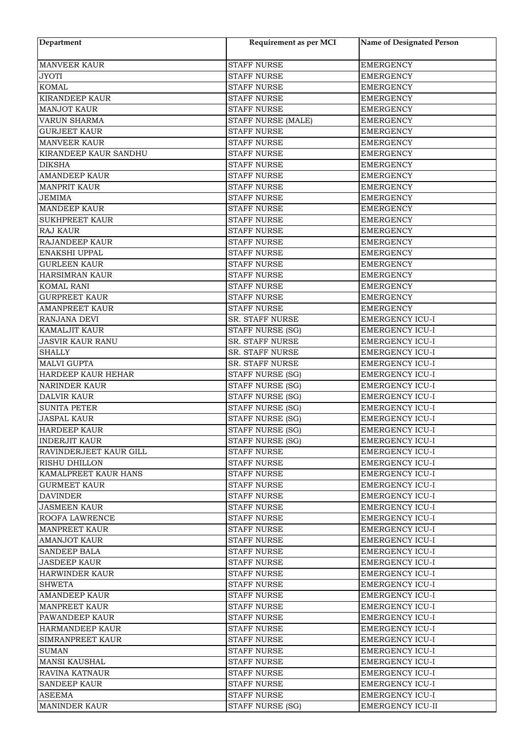| Department | Requirement as per MCI | Name of Designated Person |
|---|---|---|
| MANVEER KAUR | STAFF NURSE | EMERGENCY |
| JYOTI | STAFF NURSE | EMERGENCY |
| KOMAL | STAFF NURSE | EMERGENCY |
| KIRANDEEP KAUR | STAFF NURSE | EMERGENCY |
| MANJOT KAUR | STAFF NURSE | EMERGENCY |
| VARUN SHARMA | STAFF NURSE (MALE) | EMERGENCY |
| GURJEET KAUR | STAFF NURSE | EMERGENCY |
| MANVEER KAUR | STAFF NURSE | EMERGENCY |
| KIRANDEEP KAUR SANDHU | STAFF NURSE | EMERGENCY |
| DIKSHA | STAFF NURSE | EMERGENCY |
| AMANDEEP KAUR | STAFF NURSE | EMERGENCY |
| MANPRIT KAUR | STAFF NURSE | EMERGENCY |
| JEMIMA | STAFF NURSE | EMERGENCY |
| MANDEEP KAUR | STAFF NURSE | EMERGENCY |
| SUKHPREET KAUR | STAFF NURSE | EMERGENCY |
| RAJ KAUR | STAFF NURSE | EMERGENCY |
| RAJANDEEP KAUR | STAFF NURSE | EMERGENCY |
| ENAKSHI UPPAL | STAFF NURSE | EMERGENCY |
| GURLEEN KAUR | STAFF NURSE | EMERGENCY |
| HARSIMRAN KAUR | STAFF NURSE | EMERGENCY |
| KOMAL RANI | STAFF NURSE | EMERGENCY |
| GURPREET KAUR | STAFF NURSE | EMERGENCY |
| AMANPREET KAUR | STAFF NURSE | EMERGENCY |
| RANJANA DEVI | SR. STAFF NURSE | EMERGENCY ICU-I |
| KAMALJIT KAUR | STAFF NURSE (SG) | EMERGENCY ICU-I |
| JASVIR KAUR RANU | SR. STAFF NURSE | EMERGENCY ICU-I |
| SHALLY | SR. STAFF NURSE | EMERGENCY ICU-I |
| MALVI GUPTA | SR. STAFF NURSE | EMERGENCY ICU-I |
| HARDEEP KAUR HEHAR | STAFF NURSE (SG) | EMERGENCY ICU-I |
| NARINDER KAUR | STAFF NURSE (SG) | EMERGENCY ICU-I |
| DALVIR KAUR | STAFF NURSE (SG) | EMERGENCY ICU-I |
| SUNITA PETER | STAFF NURSE (SG) | EMERGENCY ICU-I |
| JASPAL KAUR | STAFF NURSE (SG) | EMERGENCY ICU-I |
| HARDEEP KAUR | STAFF NURSE (SG) | EMERGENCY ICU-I |
| INDERJIT KAUR | STAFF NURSE (SG) | EMERGENCY ICU-I |
| RAVINDERJEET KAUR GILL | STAFF NURSE | EMERGENCY ICU-I |
| RISHU DHILLON | STAFF NURSE | EMERGENCY ICU-I |
| KAMALPREET KAUR HANS | STAFF NURSE | EMERGENCY ICU-I |
| GURMEET KAUR | STAFF NURSE | EMERGENCY ICU-I |
| DAVINDER | STAFF NURSE | EMERGENCY ICU-I |
| JASMEEN KAUR | STAFF NURSE | EMERGENCY ICU-I |
| ROOFA LAWRENCE | STAFF NURSE | EMERGENCY ICU-I |
| MANPREET KAUR | STAFF NURSE | EMERGENCY ICU-I |
| AMANJOT KAUR | STAFF NURSE | EMERGENCY ICU-I |
| SANDEEP BALA | STAFF NURSE | EMERGENCY ICU-I |
| JASDEEP KAUR | STAFF NURSE | EMERGENCY ICU-I |
| HARWINDER KAUR | STAFF NURSE | EMERGENCY ICU-I |
| SHWETA | STAFF NURSE | EMERGENCY ICU-I |
| AMANDEEP KAUR | STAFF NURSE | EMERGENCY ICU-I |
| MANPREET KAUR | STAFF NURSE | EMERGENCY ICU-I |
| PAWANDEEP KAUR | STAFF NURSE | EMERGENCY ICU-I |
| HARMANDEEP KAUR | STAFF NURSE | EMERGENCY ICU-I |
| SIMRANPREET KAUR | STAFF NURSE | EMERGENCY ICU-I |
| SUMAN | STAFF NURSE | EMERGENCY ICU-I |
| MANSI KAUSHAL | STAFF NURSE | EMERGENCY ICU-I |
| RAVINA KATNAUR | STAFF NURSE | EMERGENCY ICU-I |
| SANDEEP KAUR | STAFF NURSE | EMERGENCY ICU-I |
| ASEEMA | STAFF NURSE | EMERGENCY ICU-I |
| MANINDER KAUR | STAFF NURSE (SG) | EMERGENCY ICU-II |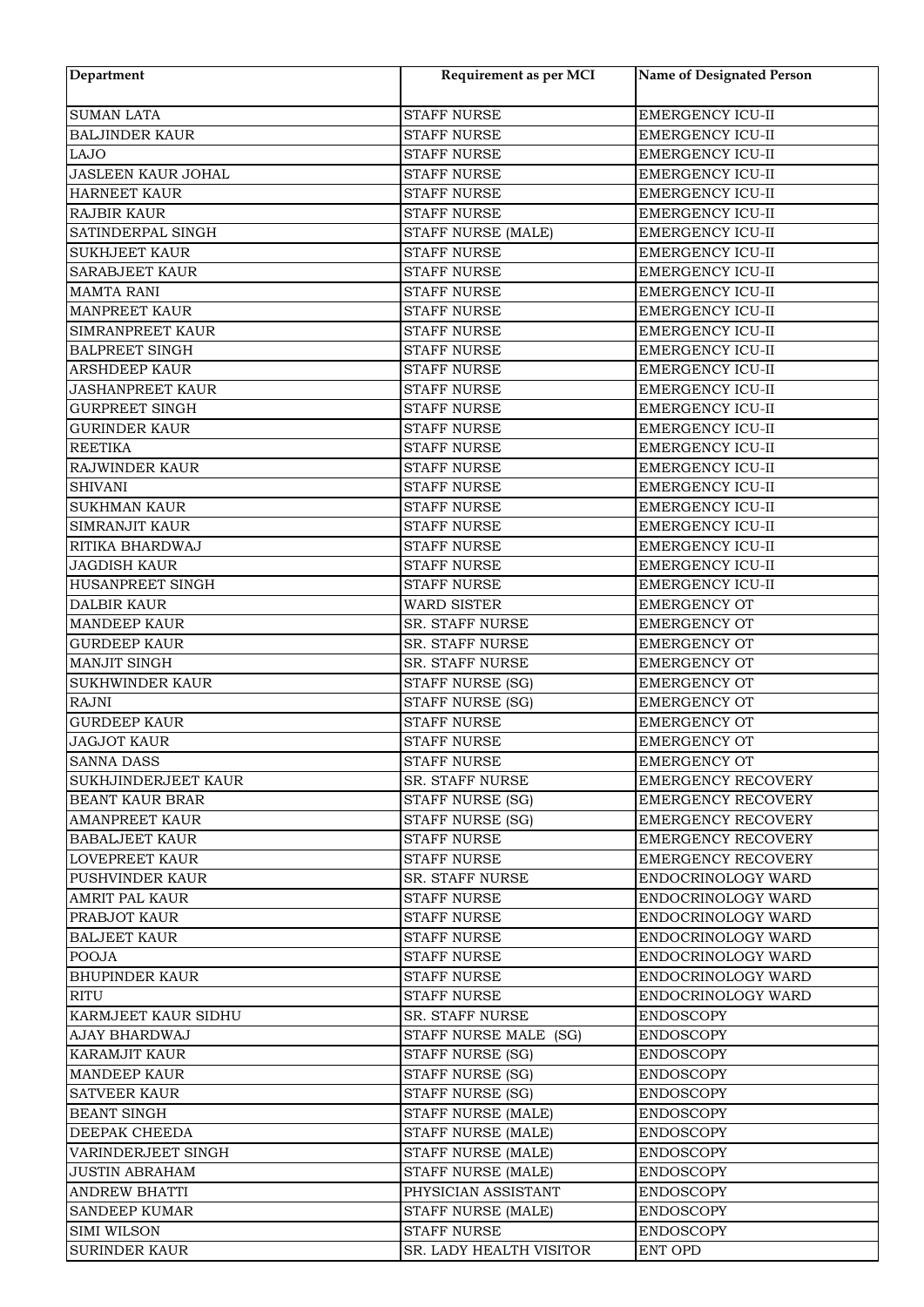| Department | Requirement as per MCI | Name of Designated Person |
|---|---|---|
| SUMAN LATA | STAFF NURSE | EMERGENCY ICU-II |
| BALJINDER KAUR | STAFF NURSE | EMERGENCY ICU-II |
| LAJO | STAFF NURSE | EMERGENCY ICU-II |
| JASLEEN KAUR JOHAL | STAFF NURSE | EMERGENCY ICU-II |
| HARNEET KAUR | STAFF NURSE | EMERGENCY ICU-II |
| RAJBIR KAUR | STAFF NURSE | EMERGENCY ICU-II |
| SATINDERPAL SINGH | STAFF NURSE (MALE) | EMERGENCY ICU-II |
| SUKHJEET KAUR | STAFF NURSE | EMERGENCY ICU-II |
| SARABJEET KAUR | STAFF NURSE | EMERGENCY ICU-II |
| MAMTA RANI | STAFF NURSE | EMERGENCY ICU-II |
| MANPREET KAUR | STAFF NURSE | EMERGENCY ICU-II |
| SIMRANPREET KAUR | STAFF NURSE | EMERGENCY ICU-II |
| BALPREET SINGH | STAFF NURSE | EMERGENCY ICU-II |
| ARSHDEEP KAUR | STAFF NURSE | EMERGENCY ICU-II |
| JASHANPREET KAUR | STAFF NURSE | EMERGENCY ICU-II |
| GURPREET SINGH | STAFF NURSE | EMERGENCY ICU-II |
| GURINDER KAUR | STAFF NURSE | EMERGENCY ICU-II |
| REETIKA | STAFF NURSE | EMERGENCY ICU-II |
| RAJWINDER KAUR | STAFF NURSE | EMERGENCY ICU-II |
| SHIVANI | STAFF NURSE | EMERGENCY ICU-II |
| SUKHMAN KAUR | STAFF NURSE | EMERGENCY ICU-II |
| SIMRANJIT KAUR | STAFF NURSE | EMERGENCY ICU-II |
| RITIKA BHARDWAJ | STAFF NURSE | EMERGENCY ICU-II |
| JAGDISH KAUR | STAFF NURSE | EMERGENCY ICU-II |
| HUSANPREET SINGH | STAFF NURSE | EMERGENCY ICU-II |
| DALBIR KAUR | WARD SISTER | EMERGENCY OT |
| MANDEEP KAUR | SR. STAFF NURSE | EMERGENCY OT |
| GURDEEP KAUR | SR. STAFF NURSE | EMERGENCY OT |
| MANJIT SINGH | SR. STAFF NURSE | EMERGENCY OT |
| SUKHWINDER KAUR | STAFF NURSE (SG) | EMERGENCY OT |
| RAJNI | STAFF NURSE (SG) | EMERGENCY OT |
| GURDEEP KAUR | STAFF NURSE | EMERGENCY OT |
| JAGJOT KAUR | STAFF NURSE | EMERGENCY OT |
| SANNA DASS | STAFF NURSE | EMERGENCY OT |
| SUKHJINDERJEET KAUR | SR. STAFF NURSE | EMERGENCY RECOVERY |
| BEANT KAUR BRAR | STAFF NURSE (SG) | EMERGENCY RECOVERY |
| AMANPREET KAUR | STAFF NURSE (SG) | EMERGENCY RECOVERY |
| BABALJEET KAUR | STAFF NURSE | EMERGENCY RECOVERY |
| LOVEPREET KAUR | STAFF NURSE | EMERGENCY RECOVERY |
| PUSHVINDER KAUR | SR. STAFF NURSE | ENDOCRINOLOGY WARD |
| AMRIT PAL KAUR | STAFF NURSE | ENDOCRINOLOGY WARD |
| PRABJOT KAUR | STAFF NURSE | ENDOCRINOLOGY WARD |
| BALJEET KAUR | STAFF NURSE | ENDOCRINOLOGY WARD |
| POOJA | STAFF NURSE | ENDOCRINOLOGY WARD |
| BHUPINDER KAUR | STAFF NURSE | ENDOCRINOLOGY WARD |
| RITU | STAFF NURSE | ENDOCRINOLOGY WARD |
| KARMJEET KAUR SIDHU | SR. STAFF NURSE | ENDOSCOPY |
| AJAY BHARDWAJ | STAFF NURSE MALE (SG) | ENDOSCOPY |
| KARAMJIT KAUR | STAFF NURSE (SG) | ENDOSCOPY |
| MANDEEP KAUR | STAFF NURSE (SG) | ENDOSCOPY |
| SATVEER KAUR | STAFF NURSE (SG) | ENDOSCOPY |
| BEANT SINGH | STAFF NURSE (MALE) | ENDOSCOPY |
| DEEPAK CHEEDA | STAFF NURSE (MALE) | ENDOSCOPY |
| VARINDERJEET SINGH | STAFF NURSE (MALE) | ENDOSCOPY |
| JUSTIN ABRAHAM | STAFF NURSE (MALE) | ENDOSCOPY |
| ANDREW BHATTI | PHYSICIAN ASSISTANT | ENDOSCOPY |
| SANDEEP KUMAR | STAFF NURSE (MALE) | ENDOSCOPY |
| SIMI WILSON | STAFF NURSE | ENDOSCOPY |
| SURINDER KAUR | SR. LADY HEALTH VISITOR | ENT OPD |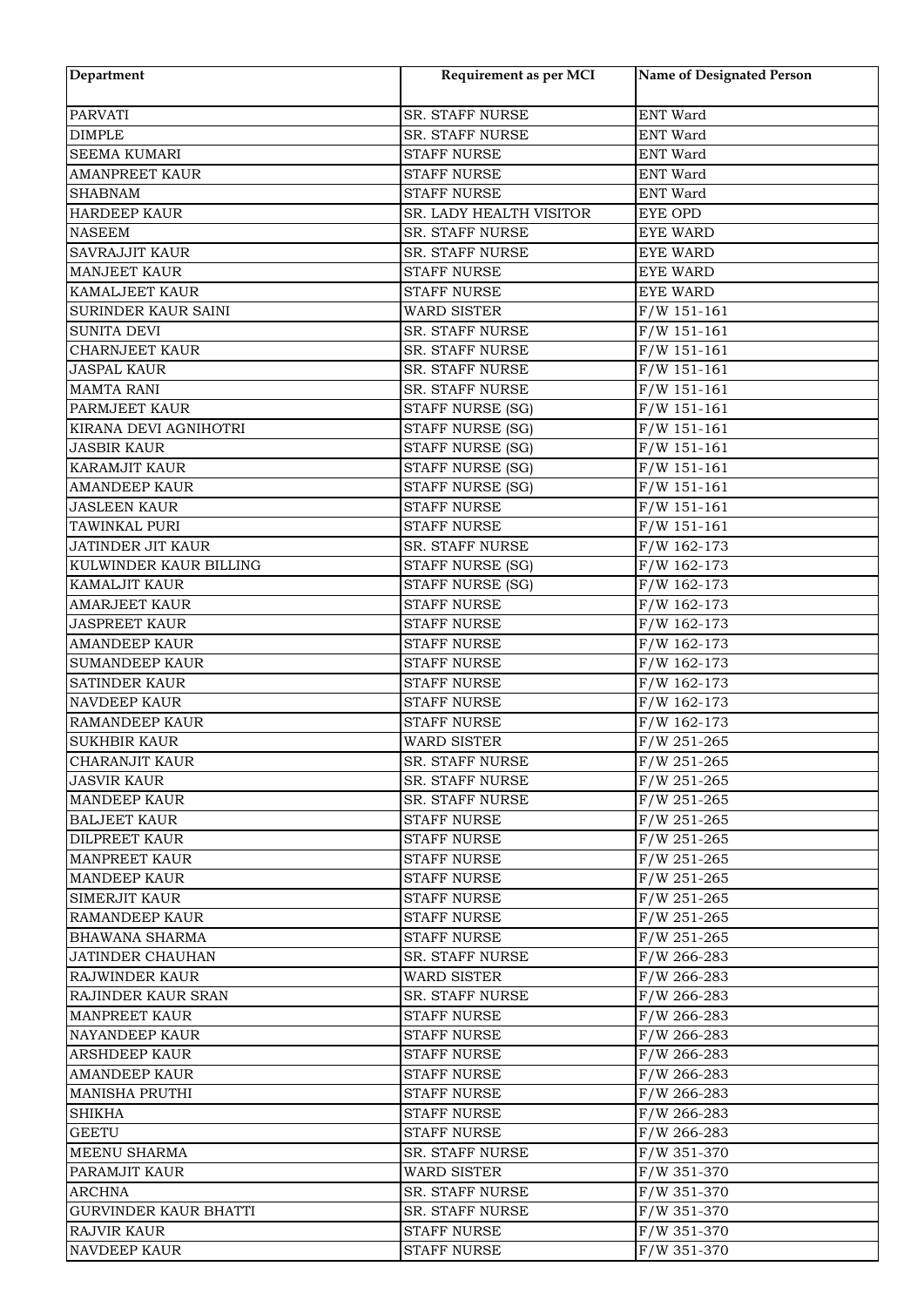| Department | Requirement as per MCI | Name of Designated Person |
| --- | --- | --- |
| PARVATI | SR. STAFF NURSE | ENT Ward |
| DIMPLE | SR. STAFF NURSE | ENT Ward |
| SEEMA KUMARI | STAFF NURSE | ENT Ward |
| AMANPREET KAUR | STAFF NURSE | ENT Ward |
| SHABNAM | STAFF NURSE | ENT Ward |
| HARDEEP KAUR | SR. LADY HEALTH VISITOR | EYE OPD |
| NASEEM | SR. STAFF NURSE | EYE WARD |
| SAVRAJJIT KAUR | SR. STAFF NURSE | EYE WARD |
| MANJEET KAUR | STAFF NURSE | EYE WARD |
| KAMALJEET KAUR | STAFF NURSE | EYE WARD |
| SURINDER KAUR SAINI | WARD SISTER | F/W 151-161 |
| SUNITA DEVI | SR. STAFF NURSE | F/W 151-161 |
| CHARNJEET KAUR | SR. STAFF NURSE | F/W 151-161 |
| JASPAL KAUR | SR. STAFF NURSE | F/W 151-161 |
| MAMTA RANI | SR. STAFF NURSE | F/W 151-161 |
| PARMJEET KAUR | STAFF NURSE (SG) | F/W 151-161 |
| KIRANA DEVI AGNIHOTRI | STAFF NURSE (SG) | F/W 151-161 |
| JASBIR KAUR | STAFF NURSE (SG) | F/W 151-161 |
| KARAMJIT KAUR | STAFF NURSE (SG) | F/W 151-161 |
| AMANDEEP KAUR | STAFF NURSE (SG) | F/W 151-161 |
| JASLEEN KAUR | STAFF NURSE | F/W 151-161 |
| TAWINKAL PURI | STAFF NURSE | F/W 151-161 |
| JATINDER JIT KAUR | SR. STAFF NURSE | F/W 162-173 |
| KULWINDER KAUR BILLING | STAFF NURSE (SG) | F/W 162-173 |
| KAMALJIT KAUR | STAFF NURSE (SG) | F/W 162-173 |
| AMARJEET KAUR | STAFF NURSE | F/W 162-173 |
| JASPREET KAUR | STAFF NURSE | F/W 162-173 |
| AMANDEEP KAUR | STAFF NURSE | F/W 162-173 |
| SUMANDEEP KAUR | STAFF NURSE | F/W 162-173 |
| SATINDER KAUR | STAFF NURSE | F/W 162-173 |
| NAVDEEP KAUR | STAFF NURSE | F/W 162-173 |
| RAMANDEEP KAUR | STAFF NURSE | F/W 162-173 |
| SUKHBIR KAUR | WARD SISTER | F/W 251-265 |
| CHARANJIT KAUR | SR. STAFF NURSE | F/W 251-265 |
| JASVIR KAUR | SR. STAFF NURSE | F/W 251-265 |
| MANDEEP KAUR | SR. STAFF NURSE | F/W 251-265 |
| BALJEET KAUR | STAFF NURSE | F/W 251-265 |
| DILPREET KAUR | STAFF NURSE | F/W 251-265 |
| MANPREET KAUR | STAFF NURSE | F/W 251-265 |
| MANDEEP KAUR | STAFF NURSE | F/W 251-265 |
| SIMERJIT KAUR | STAFF NURSE | F/W 251-265 |
| RAMANDEEP KAUR | STAFF NURSE | F/W 251-265 |
| BHAWANA SHARMA | STAFF NURSE | F/W 251-265 |
| JATINDER CHAUHAN | SR. STAFF NURSE | F/W 266-283 |
| RAJWINDER KAUR | WARD SISTER | F/W 266-283 |
| RAJINDER KAUR SRAN | SR. STAFF NURSE | F/W 266-283 |
| MANPREET KAUR | STAFF NURSE | F/W 266-283 |
| NAYANDEEP KAUR | STAFF NURSE | F/W 266-283 |
| ARSHDEEP KAUR | STAFF NURSE | F/W 266-283 |
| AMANDEEP KAUR | STAFF NURSE | F/W 266-283 |
| MANISHA PRUTHI | STAFF NURSE | F/W 266-283 |
| SHIKHA | STAFF NURSE | F/W 266-283 |
| GEETU | STAFF NURSE | F/W 266-283 |
| MEENU SHARMA | SR. STAFF NURSE | F/W 351-370 |
| PARAMJIT KAUR | WARD SISTER | F/W 351-370 |
| ARCHNA | SR. STAFF NURSE | F/W 351-370 |
| GURVINDER KAUR BHATTI | SR. STAFF NURSE | F/W 351-370 |
| RAJVIR KAUR | STAFF NURSE | F/W 351-370 |
| NAVDEEP KAUR | STAFF NURSE | F/W 351-370 |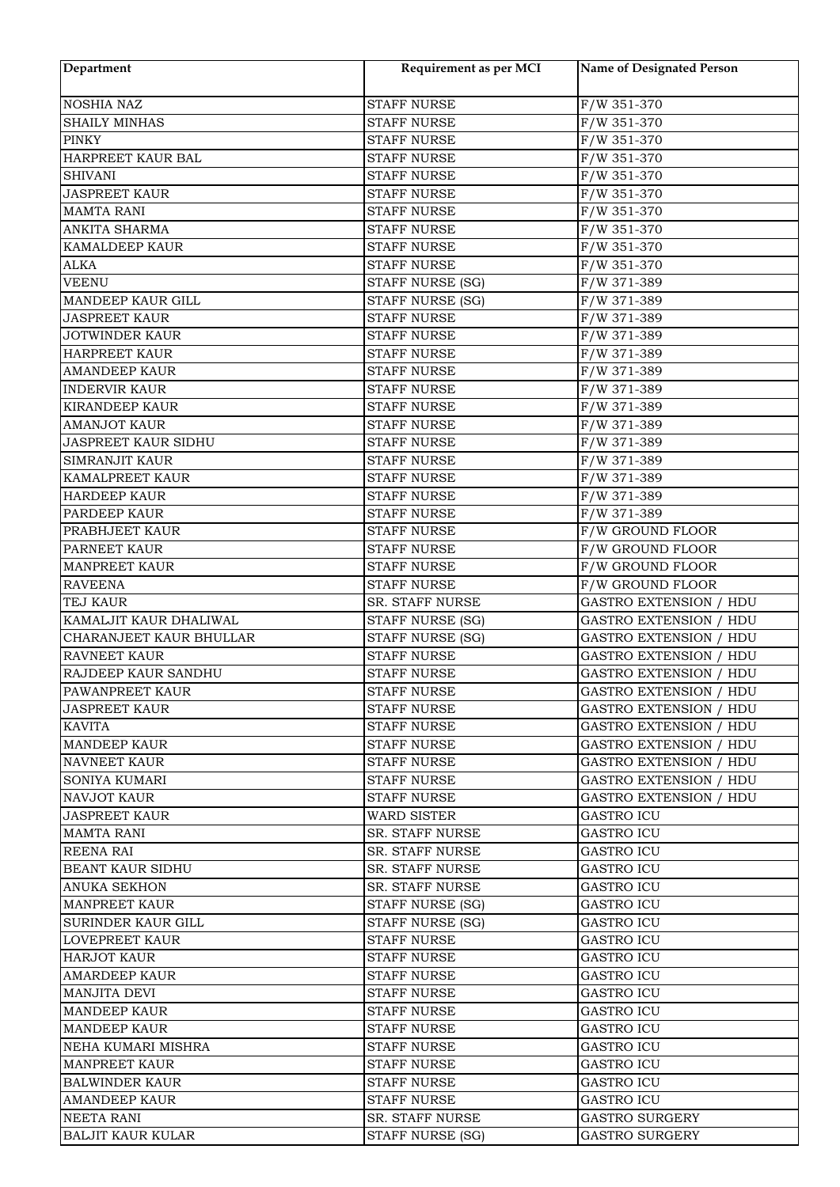| Department | Requirement as per MCI | Name of Designated Person |
|---|---|---|
| NOSHIA NAZ | STAFF NURSE | F/W 351-370 |
| SHAILY MINHAS | STAFF NURSE | F/W 351-370 |
| PINKY | STAFF NURSE | F/W 351-370 |
| HARPREET KAUR BAL | STAFF NURSE | F/W 351-370 |
| SHIVANI | STAFF NURSE | F/W 351-370 |
| JASPREET KAUR | STAFF NURSE | F/W 351-370 |
| MAMTA RANI | STAFF NURSE | F/W 351-370 |
| ANKITA SHARMA | STAFF NURSE | F/W 351-370 |
| KAMALDEEP KAUR | STAFF NURSE | F/W 351-370 |
| ALKA | STAFF NURSE | F/W 351-370 |
| VEENU | STAFF NURSE (SG) | F/W 371-389 |
| MANDEEP KAUR GILL | STAFF NURSE (SG) | F/W 371-389 |
| JASPREET KAUR | STAFF NURSE | F/W 371-389 |
| JOTWINDER KAUR | STAFF NURSE | F/W 371-389 |
| HARPREET KAUR | STAFF NURSE | F/W 371-389 |
| AMANDEEP KAUR | STAFF NURSE | F/W 371-389 |
| INDERVIR KAUR | STAFF NURSE | F/W 371-389 |
| KIRANDEEP KAUR | STAFF NURSE | F/W 371-389 |
| AMANJOT KAUR | STAFF NURSE | F/W 371-389 |
| JASPREET KAUR SIDHU | STAFF NURSE | F/W 371-389 |
| SIMRANJIT KAUR | STAFF NURSE | F/W 371-389 |
| KAMALPREET KAUR | STAFF NURSE | F/W 371-389 |
| HARDEEP KAUR | STAFF NURSE | F/W 371-389 |
| PARDEEP KAUR | STAFF NURSE | F/W 371-389 |
| PRABHJEET KAUR | STAFF NURSE | F/W GROUND FLOOR |
| PARNEET KAUR | STAFF NURSE | F/W GROUND FLOOR |
| MANPREET KAUR | STAFF NURSE | F/W GROUND FLOOR |
| RAVEENA | STAFF NURSE | F/W GROUND FLOOR |
| TEJ KAUR | SR. STAFF NURSE | GASTRO EXTENSION / HDU |
| KAMALJIT KAUR DHALIWAL | STAFF NURSE (SG) | GASTRO EXTENSION / HDU |
| CHARANJEET KAUR BHULLAR | STAFF NURSE (SG) | GASTRO EXTENSION / HDU |
| RAVNEET KAUR | STAFF NURSE | GASTRO EXTENSION / HDU |
| RAJDEEP KAUR SANDHU | STAFF NURSE | GASTRO EXTENSION / HDU |
| PAWANPREET KAUR | STAFF NURSE | GASTRO EXTENSION / HDU |
| JASPREET KAUR | STAFF NURSE | GASTRO EXTENSION / HDU |
| KAVITA | STAFF NURSE | GASTRO EXTENSION / HDU |
| MANDEEP KAUR | STAFF NURSE | GASTRO EXTENSION / HDU |
| NAVNEET KAUR | STAFF NURSE | GASTRO EXTENSION / HDU |
| SONIYA KUMARI | STAFF NURSE | GASTRO EXTENSION / HDU |
| NAVJOT KAUR | STAFF NURSE | GASTRO EXTENSION / HDU |
| JASPREET KAUR | WARD SISTER | GASTRO ICU |
| MAMTA RANI | SR. STAFF NURSE | GASTRO ICU |
| REENA RAI | SR. STAFF NURSE | GASTRO ICU |
| BEANT KAUR SIDHU | SR. STAFF NURSE | GASTRO ICU |
| ANUKA SEKHON | SR. STAFF NURSE | GASTRO ICU |
| MANPREET KAUR | STAFF NURSE (SG) | GASTRO ICU |
| SURINDER KAUR GILL | STAFF NURSE (SG) | GASTRO ICU |
| LOVEPREET KAUR | STAFF NURSE | GASTRO ICU |
| HARJOT KAUR | STAFF NURSE | GASTRO ICU |
| AMARDEEP KAUR | STAFF NURSE | GASTRO ICU |
| MANJITA DEVI | STAFF NURSE | GASTRO ICU |
| MANDEEP KAUR | STAFF NURSE | GASTRO ICU |
| MANDEEP KAUR | STAFF NURSE | GASTRO ICU |
| NEHA KUMARI MISHRA | STAFF NURSE | GASTRO ICU |
| MANPREET KAUR | STAFF NURSE | GASTRO ICU |
| BALWINDER KAUR | STAFF NURSE | GASTRO ICU |
| AMANDEEP KAUR | STAFF NURSE | GASTRO ICU |
| NEETA RANI | SR. STAFF NURSE | GASTRO SURGERY |
| BALJIT KAUR KULAR | STAFF NURSE (SG) | GASTRO SURGERY |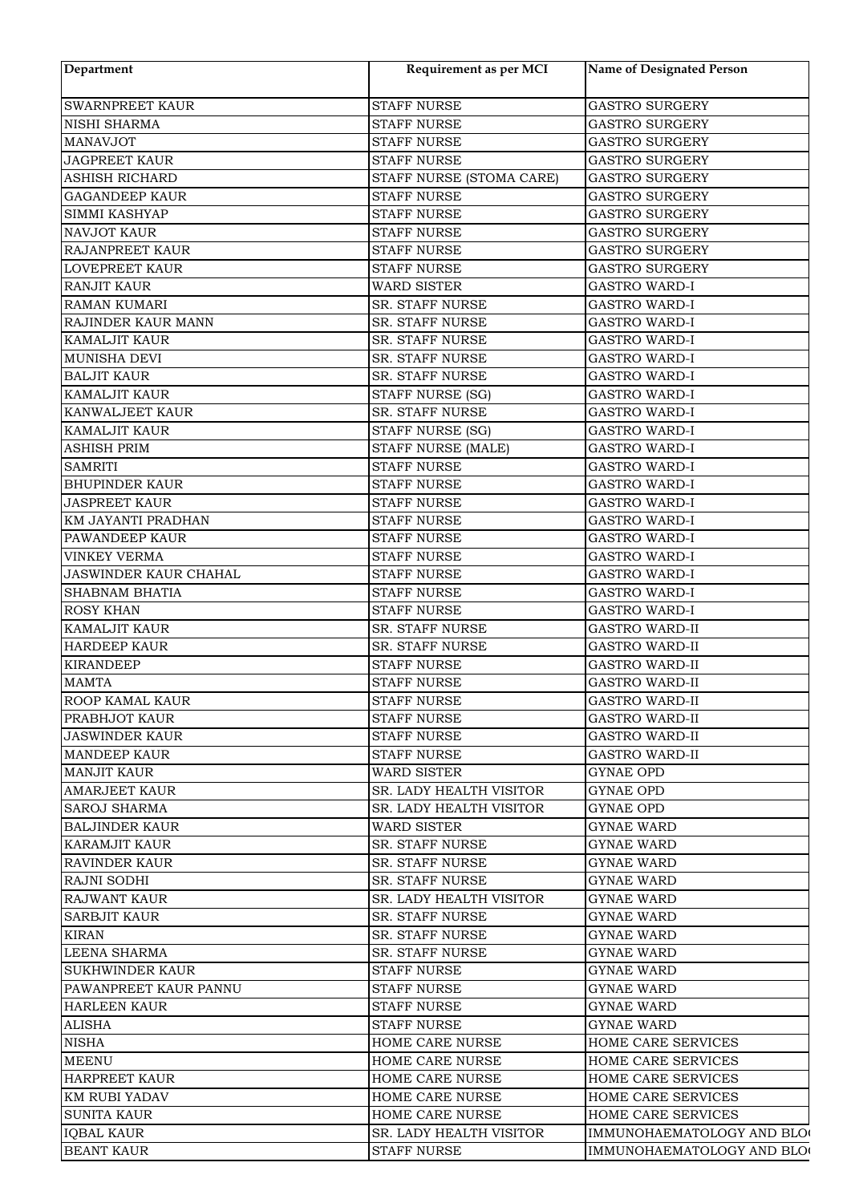| Department | Requirement as per MCI | Name of Designated Person |
|---|---|---|
| SWARNPREET KAUR | STAFF NURSE | GASTRO SURGERY |
| NISHI SHARMA | STAFF NURSE | GASTRO SURGERY |
| MANAVJOT | STAFF NURSE | GASTRO SURGERY |
| JAGPREET KAUR | STAFF NURSE | GASTRO SURGERY |
| ASHISH RICHARD | STAFF NURSE (STOMA CARE) | GASTRO SURGERY |
| GAGANDEEP KAUR | STAFF NURSE | GASTRO SURGERY |
| SIMMI KASHYAP | STAFF NURSE | GASTRO SURGERY |
| NAVJOT KAUR | STAFF NURSE | GASTRO SURGERY |
| RAJANPREET KAUR | STAFF NURSE | GASTRO SURGERY |
| LOVEPREET KAUR | STAFF NURSE | GASTRO SURGERY |
| RANJIT KAUR | WARD SISTER | GASTRO WARD-I |
| RAMAN KUMARI | SR. STAFF NURSE | GASTRO WARD-I |
| RAJINDER KAUR MANN | SR. STAFF NURSE | GASTRO WARD-I |
| KAMALJIT KAUR | SR. STAFF NURSE | GASTRO WARD-I |
| MUNISHA DEVI | SR. STAFF NURSE | GASTRO WARD-I |
| BALJIT KAUR | SR. STAFF NURSE | GASTRO WARD-I |
| KAMALJIT KAUR | STAFF NURSE (SG) | GASTRO WARD-I |
| KANWALJEET KAUR | SR. STAFF NURSE | GASTRO WARD-I |
| KAMALJIT KAUR | STAFF NURSE (SG) | GASTRO WARD-I |
| ASHISH PRIM | STAFF NURSE (MALE) | GASTRO WARD-I |
| SAMRITI | STAFF NURSE | GASTRO WARD-I |
| BHUPINDER KAUR | STAFF NURSE | GASTRO WARD-I |
| JASPREET KAUR | STAFF NURSE | GASTRO WARD-I |
| KM JAYANTI PRADHAN | STAFF NURSE | GASTRO WARD-I |
| PAWANDEEP KAUR | STAFF NURSE | GASTRO WARD-I |
| VINKEY VERMA | STAFF NURSE | GASTRO WARD-I |
| JASWINDER KAUR CHAHAL | STAFF NURSE | GASTRO WARD-I |
| SHABNAM BHATIA | STAFF NURSE | GASTRO WARD-I |
| ROSY KHAN | STAFF NURSE | GASTRO WARD-I |
| KAMALJIT KAUR | SR. STAFF NURSE | GASTRO WARD-II |
| HARDEEP KAUR | SR. STAFF NURSE | GASTRO WARD-II |
| KIRANDEEP | STAFF NURSE | GASTRO WARD-II |
| MAMTA | STAFF NURSE | GASTRO WARD-II |
| ROOP KAMAL KAUR | STAFF NURSE | GASTRO WARD-II |
| PRABHJOT KAUR | STAFF NURSE | GASTRO WARD-II |
| JASWINDER KAUR | STAFF NURSE | GASTRO WARD-II |
| MANDEEP KAUR | STAFF NURSE | GASTRO WARD-II |
| MANJIT KAUR | WARD SISTER | GYNAE OPD |
| AMARJEET KAUR | SR. LADY HEALTH VISITOR | GYNAE OPD |
| SAROJ SHARMA | SR. LADY HEALTH VISITOR | GYNAE OPD |
| BALJINDER KAUR | WARD SISTER | GYNAE WARD |
| KARAMJIT KAUR | SR. STAFF NURSE | GYNAE WARD |
| RAVINDER KAUR | SR. STAFF NURSE | GYNAE WARD |
| RAJNI SODHI | SR. STAFF NURSE | GYNAE WARD |
| RAJWANT KAUR | SR. LADY HEALTH VISITOR | GYNAE WARD |
| SARBJIT KAUR | SR. STAFF NURSE | GYNAE WARD |
| KIRAN | SR. STAFF NURSE | GYNAE WARD |
| LEENA SHARMA | SR. STAFF NURSE | GYNAE WARD |
| SUKHWINDER KAUR | STAFF NURSE | GYNAE WARD |
| PAWANPREET KAUR PANNU | STAFF NURSE | GYNAE WARD |
| HARLEEN KAUR | STAFF NURSE | GYNAE WARD |
| ALISHA | STAFF NURSE | GYNAE WARD |
| NISHA | HOME CARE NURSE | HOME CARE SERVICES |
| MEENU | HOME CARE NURSE | HOME CARE SERVICES |
| HARPREET KAUR | HOME CARE NURSE | HOME CARE SERVICES |
| KM RUBI YADAV | HOME CARE NURSE | HOME CARE SERVICES |
| SUNITA KAUR | HOME CARE NURSE | HOME CARE SERVICES |
| IQBAL KAUR | SR. LADY HEALTH VISITOR | IMMUNOHAEMATOLOGY AND BLO |
| BEANT KAUR | STAFF NURSE | IMMUNOHAEMATOLOGY AND BLO |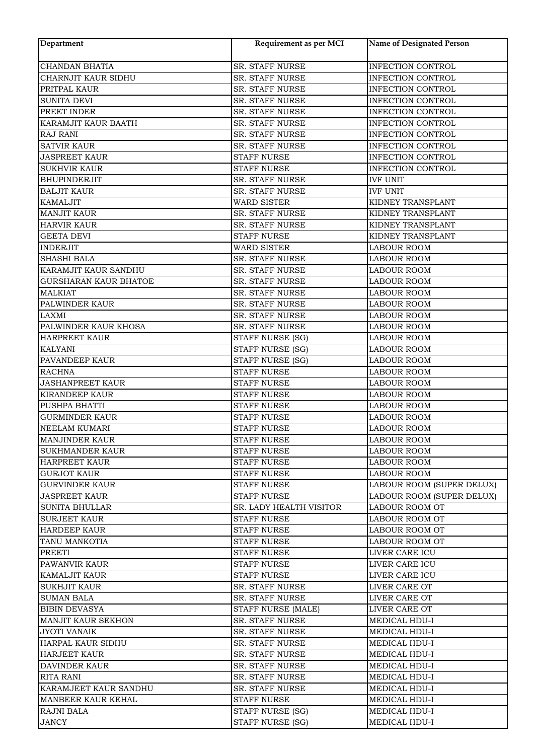| Department | Requirement as per MCI | Name of Designated Person |
|---|---|---|
| CHANDAN BHATIA | SR. STAFF NURSE | INFECTION CONTROL |
| CHARNJIT KAUR SIDHU | SR. STAFF NURSE | INFECTION CONTROL |
| PRITPAL KAUR | SR. STAFF NURSE | INFECTION CONTROL |
| SUNITA DEVI | SR. STAFF NURSE | INFECTION CONTROL |
| PREET INDER | SR. STAFF NURSE | INFECTION CONTROL |
| KARAMJIT KAUR BAATH | SR. STAFF NURSE | INFECTION CONTROL |
| RAJ RANI | SR. STAFF NURSE | INFECTION CONTROL |
| SATVIR KAUR | SR. STAFF NURSE | INFECTION CONTROL |
| JASPREET KAUR | STAFF NURSE | INFECTION CONTROL |
| SUKHVIR KAUR | STAFF NURSE | INFECTION CONTROL |
| BHUPINDERJIT | SR. STAFF NURSE | IVF UNIT |
| BALJIT KAUR | SR. STAFF NURSE | IVF UNIT |
| KAMALJIT | WARD SISTER | KIDNEY TRANSPLANT |
| MANJIT KAUR | SR. STAFF NURSE | KIDNEY TRANSPLANT |
| HARVIR KAUR | SR. STAFF NURSE | KIDNEY TRANSPLANT |
| GEETA DEVI | STAFF NURSE | KIDNEY TRANSPLANT |
| INDERJIT | WARD SISTER | LABOUR ROOM |
| SHASHI BALA | SR. STAFF NURSE | LABOUR ROOM |
| KARAMJIT KAUR SANDHU | SR. STAFF NURSE | LABOUR ROOM |
| GURSHARAN KAUR BHATOE | SR. STAFF NURSE | LABOUR ROOM |
| MALKIAT | SR. STAFF NURSE | LABOUR ROOM |
| PALWINDER KAUR | SR. STAFF NURSE | LABOUR ROOM |
| LAXMI | SR. STAFF NURSE | LABOUR ROOM |
| PALWINDER KAUR KHOSA | SR. STAFF NURSE | LABOUR ROOM |
| HARPREET KAUR | STAFF NURSE (SG) | LABOUR ROOM |
| KALYANI | STAFF NURSE (SG) | LABOUR ROOM |
| PAVANDEEP KAUR | STAFF NURSE (SG) | LABOUR ROOM |
| RACHNA | STAFF NURSE | LABOUR ROOM |
| JASHANPREET KAUR | STAFF NURSE | LABOUR ROOM |
| KIRANDEEP KAUR | STAFF NURSE | LABOUR ROOM |
| PUSHPA BHATTI | STAFF NURSE | LABOUR ROOM |
| GURMINDER KAUR | STAFF NURSE | LABOUR ROOM |
| NEELAM KUMARI | STAFF NURSE | LABOUR ROOM |
| MANJINDER KAUR | STAFF NURSE | LABOUR ROOM |
| SUKHMANDER KAUR | STAFF NURSE | LABOUR ROOM |
| HARPREET KAUR | STAFF NURSE | LABOUR ROOM |
| GURJOT KAUR | STAFF NURSE | LABOUR ROOM |
| GURVINDER KAUR | STAFF NURSE | LABOUR ROOM (SUPER DELUX) |
| JASPREET KAUR | STAFF NURSE | LABOUR ROOM (SUPER DELUX) |
| SUNITA BHULLAR | SR. LADY HEALTH VISITOR | LABOUR ROOM OT |
| SURJEET KAUR | STAFF NURSE | LABOUR ROOM OT |
| HARDEEP KAUR | STAFF NURSE | LABOUR ROOM OT |
| TANU MANKOTIA | STAFF NURSE | LABOUR ROOM OT |
| PREETI | STAFF NURSE | LIVER CARE ICU |
| PAWANVIR KAUR | STAFF NURSE | LIVER CARE ICU |
| KAMALJIT KAUR | STAFF NURSE | LIVER CARE ICU |
| SUKHJIT KAUR | SR. STAFF NURSE | LIVER CARE OT |
| SUMAN BALA | SR. STAFF NURSE | LIVER CARE OT |
| BIBIN DEVASYA | STAFF NURSE (MALE) | LIVER CARE OT |
| MANJIT KAUR SEKHON | SR. STAFF NURSE | MEDICAL HDU-I |
| JYOTI VANAIK | SR. STAFF NURSE | MEDICAL HDU-I |
| HARPAL KAUR SIDHU | SR. STAFF NURSE | MEDICAL HDU-I |
| HARJEET KAUR | SR. STAFF NURSE | MEDICAL HDU-I |
| DAVINDER KAUR | SR. STAFF NURSE | MEDICAL HDU-I |
| RITA RANI | SR. STAFF NURSE | MEDICAL HDU-I |
| KARAMJEET KAUR SANDHU | SR. STAFF NURSE | MEDICAL HDU-I |
| MANBEER KAUR KEHAL | STAFF NURSE | MEDICAL HDU-I |
| RAJNI BALA | STAFF NURSE (SG) | MEDICAL HDU-I |
| JANCY | STAFF NURSE (SG) | MEDICAL HDU-I |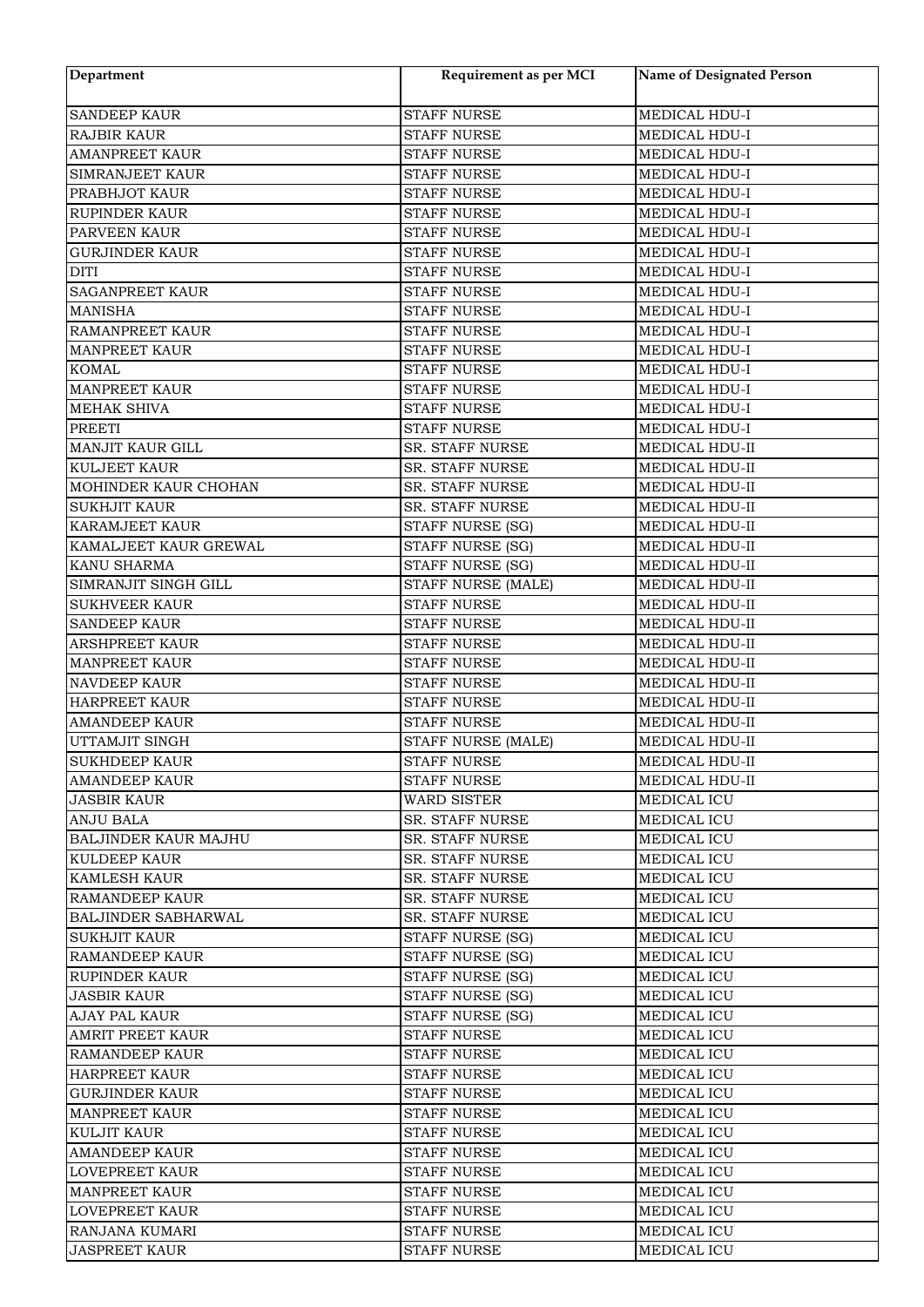| Department | Requirement as per MCI | Name of Designated Person |
|---|---|---|
| SANDEEP KAUR | STAFF NURSE | MEDICAL HDU-I |
| RAJBIR KAUR | STAFF NURSE | MEDICAL HDU-I |
| AMANPREET KAUR | STAFF NURSE | MEDICAL HDU-I |
| SIMRANJEET KAUR | STAFF NURSE | MEDICAL HDU-I |
| PRABHJOT KAUR | STAFF NURSE | MEDICAL HDU-I |
| RUPINDER KAUR | STAFF NURSE | MEDICAL HDU-I |
| PARVEEN KAUR | STAFF NURSE | MEDICAL HDU-I |
| GURJINDER KAUR | STAFF NURSE | MEDICAL HDU-I |
| DITI | STAFF NURSE | MEDICAL HDU-I |
| SAGANPREET KAUR | STAFF NURSE | MEDICAL HDU-I |
| MANISHA | STAFF NURSE | MEDICAL HDU-I |
| RAMANPREET KAUR | STAFF NURSE | MEDICAL HDU-I |
| MANPREET KAUR | STAFF NURSE | MEDICAL HDU-I |
| KOMAL | STAFF NURSE | MEDICAL HDU-I |
| MANPREET KAUR | STAFF NURSE | MEDICAL HDU-I |
| MEHAK SHIVA | STAFF NURSE | MEDICAL HDU-I |
| PREETI | STAFF NURSE | MEDICAL HDU-I |
| MANJIT KAUR GILL | SR. STAFF NURSE | MEDICAL HDU-II |
| KULJEET KAUR | SR. STAFF NURSE | MEDICAL HDU-II |
| MOHINDER KAUR CHOHAN | SR. STAFF NURSE | MEDICAL HDU-II |
| SUKHJIT KAUR | SR. STAFF NURSE | MEDICAL HDU-II |
| KARAMJEET KAUR | STAFF NURSE (SG) | MEDICAL HDU-II |
| KAMALJEET KAUR GREWAL | STAFF NURSE (SG) | MEDICAL HDU-II |
| KANU SHARMA | STAFF NURSE (SG) | MEDICAL HDU-II |
| SIMRANJIT SINGH GILL | STAFF NURSE (MALE) | MEDICAL HDU-II |
| SUKHVEER KAUR | STAFF NURSE | MEDICAL HDU-II |
| SANDEEP KAUR | STAFF NURSE | MEDICAL HDU-II |
| ARSHPREET KAUR | STAFF NURSE | MEDICAL HDU-II |
| MANPREET KAUR | STAFF NURSE | MEDICAL HDU-II |
| NAVDEEP KAUR | STAFF NURSE | MEDICAL HDU-II |
| HARPREET KAUR | STAFF NURSE | MEDICAL HDU-II |
| AMANDEEP KAUR | STAFF NURSE | MEDICAL HDU-II |
| UTTAMJIT SINGH | STAFF NURSE (MALE) | MEDICAL HDU-II |
| SUKHDEEP KAUR | STAFF NURSE | MEDICAL HDU-II |
| AMANDEEP KAUR | STAFF NURSE | MEDICAL HDU-II |
| JASBIR KAUR | WARD SISTER | MEDICAL ICU |
| ANJU BALA | SR. STAFF NURSE | MEDICAL ICU |
| BALJINDER KAUR MAJHU | SR. STAFF NURSE | MEDICAL ICU |
| KULDEEP KAUR | SR. STAFF NURSE | MEDICAL ICU |
| KAMLESH KAUR | SR. STAFF NURSE | MEDICAL ICU |
| RAMANDEEP KAUR | SR. STAFF NURSE | MEDICAL ICU |
| BALJINDER SABHARWAL | SR. STAFF NURSE | MEDICAL ICU |
| SUKHJIT KAUR | STAFF NURSE (SG) | MEDICAL ICU |
| RAMANDEEP KAUR | STAFF NURSE (SG) | MEDICAL ICU |
| RUPINDER KAUR | STAFF NURSE (SG) | MEDICAL ICU |
| JASBIR KAUR | STAFF NURSE (SG) | MEDICAL ICU |
| AJAY PAL KAUR | STAFF NURSE (SG) | MEDICAL ICU |
| AMRIT PREET KAUR | STAFF NURSE | MEDICAL ICU |
| RAMANDEEP KAUR | STAFF NURSE | MEDICAL ICU |
| HARPREET KAUR | STAFF NURSE | MEDICAL ICU |
| GURJINDER KAUR | STAFF NURSE | MEDICAL ICU |
| MANPREET KAUR | STAFF NURSE | MEDICAL ICU |
| KULJIT KAUR | STAFF NURSE | MEDICAL ICU |
| AMANDEEP KAUR | STAFF NURSE | MEDICAL ICU |
| LOVEPREET KAUR | STAFF NURSE | MEDICAL ICU |
| MANPREET KAUR | STAFF NURSE | MEDICAL ICU |
| LOVEPREET KAUR | STAFF NURSE | MEDICAL ICU |
| RANJANA KUMARI | STAFF NURSE | MEDICAL ICU |
| JASPREET KAUR | STAFF NURSE | MEDICAL ICU |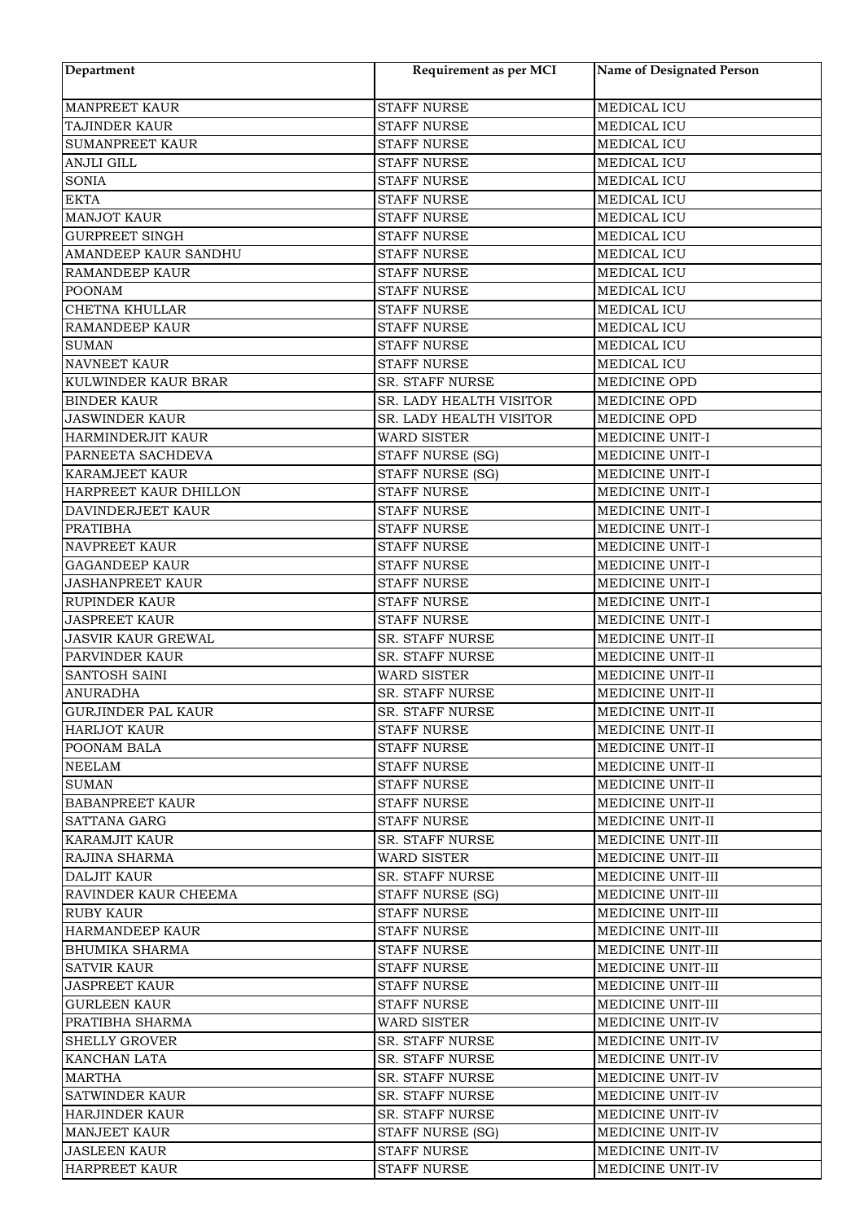| Department | Requirement as per MCI | Name of Designated Person |
|---|---|---|
| MANPREET KAUR | STAFF NURSE | MEDICAL ICU |
| TAJINDER KAUR | STAFF NURSE | MEDICAL ICU |
| SUMANPREET KAUR | STAFF NURSE | MEDICAL ICU |
| ANJLI GILL | STAFF NURSE | MEDICAL ICU |
| SONIA | STAFF NURSE | MEDICAL ICU |
| EKTA | STAFF NURSE | MEDICAL ICU |
| MANJOT KAUR | STAFF NURSE | MEDICAL ICU |
| GURPREET SINGH | STAFF NURSE | MEDICAL ICU |
| AMANDEEP KAUR SANDHU | STAFF NURSE | MEDICAL ICU |
| RAMANDEEP KAUR | STAFF NURSE | MEDICAL ICU |
| POONAM | STAFF NURSE | MEDICAL ICU |
| CHETNA KHULLAR | STAFF NURSE | MEDICAL ICU |
| RAMANDEEP KAUR | STAFF NURSE | MEDICAL ICU |
| SUMAN | STAFF NURSE | MEDICAL ICU |
| NAVNEET KAUR | STAFF NURSE | MEDICAL ICU |
| KULWINDER KAUR BRAR | SR. STAFF NURSE | MEDICINE OPD |
| BINDER KAUR | SR. LADY HEALTH VISITOR | MEDICINE OPD |
| JASWINDER KAUR | SR. LADY HEALTH VISITOR | MEDICINE OPD |
| HARMINDERJIT KAUR | WARD SISTER | MEDICINE UNIT-I |
| PARNEETA SACHDEVA | STAFF NURSE (SG) | MEDICINE UNIT-I |
| KARAMJEET KAUR | STAFF NURSE (SG) | MEDICINE UNIT-I |
| HARPREET KAUR DHILLON | STAFF NURSE | MEDICINE UNIT-I |
| DAVINDERJEET KAUR | STAFF NURSE | MEDICINE UNIT-I |
| PRATIBHA | STAFF NURSE | MEDICINE UNIT-I |
| NAVPREET KAUR | STAFF NURSE | MEDICINE UNIT-I |
| GAGANDEEP KAUR | STAFF NURSE | MEDICINE UNIT-I |
| JASHANPREET KAUR | STAFF NURSE | MEDICINE UNIT-I |
| RUPINDER KAUR | STAFF NURSE | MEDICINE UNIT-I |
| JASPREET KAUR | STAFF NURSE | MEDICINE UNIT-I |
| JASVIR KAUR GREWAL | SR. STAFF NURSE | MEDICINE UNIT-II |
| PARVINDER KAUR | SR. STAFF NURSE | MEDICINE UNIT-II |
| SANTOSH SAINI | WARD SISTER | MEDICINE UNIT-II |
| ANURADHA | SR. STAFF NURSE | MEDICINE UNIT-II |
| GURJINDER PAL KAUR | SR. STAFF NURSE | MEDICINE UNIT-II |
| HARIJOT KAUR | STAFF NURSE | MEDICINE UNIT-II |
| POONAM BALA | STAFF NURSE | MEDICINE UNIT-II |
| NEELAM | STAFF NURSE | MEDICINE UNIT-II |
| SUMAN | STAFF NURSE | MEDICINE UNIT-II |
| BABANPREET KAUR | STAFF NURSE | MEDICINE UNIT-II |
| SATTANA GARG | STAFF NURSE | MEDICINE UNIT-II |
| KARAMJIT KAUR | SR. STAFF NURSE | MEDICINE UNIT-III |
| RAJINA SHARMA | WARD SISTER | MEDICINE UNIT-III |
| DALJIT KAUR | SR. STAFF NURSE | MEDICINE UNIT-III |
| RAVINDER KAUR CHEEMA | STAFF NURSE (SG) | MEDICINE UNIT-III |
| RUBY KAUR | STAFF NURSE | MEDICINE UNIT-III |
| HARMANDEEP KAUR | STAFF NURSE | MEDICINE UNIT-III |
| BHUMIKA SHARMA | STAFF NURSE | MEDICINE UNIT-III |
| SATVIR KAUR | STAFF NURSE | MEDICINE UNIT-III |
| JASPREET KAUR | STAFF NURSE | MEDICINE UNIT-III |
| GURLEEN KAUR | STAFF NURSE | MEDICINE UNIT-III |
| PRATIBHA SHARMA | WARD SISTER | MEDICINE UNIT-IV |
| SHELLY GROVER | SR. STAFF NURSE | MEDICINE UNIT-IV |
| KANCHAN LATA | SR. STAFF NURSE | MEDICINE UNIT-IV |
| MARTHA | SR. STAFF NURSE | MEDICINE UNIT-IV |
| SATWINDER KAUR | SR. STAFF NURSE | MEDICINE UNIT-IV |
| HARJINDER KAUR | SR. STAFF NURSE | MEDICINE UNIT-IV |
| MANJEET KAUR | STAFF NURSE (SG) | MEDICINE UNIT-IV |
| JASLEEN KAUR | STAFF NURSE | MEDICINE UNIT-IV |
| HARPREET KAUR | STAFF NURSE | MEDICINE UNIT-IV |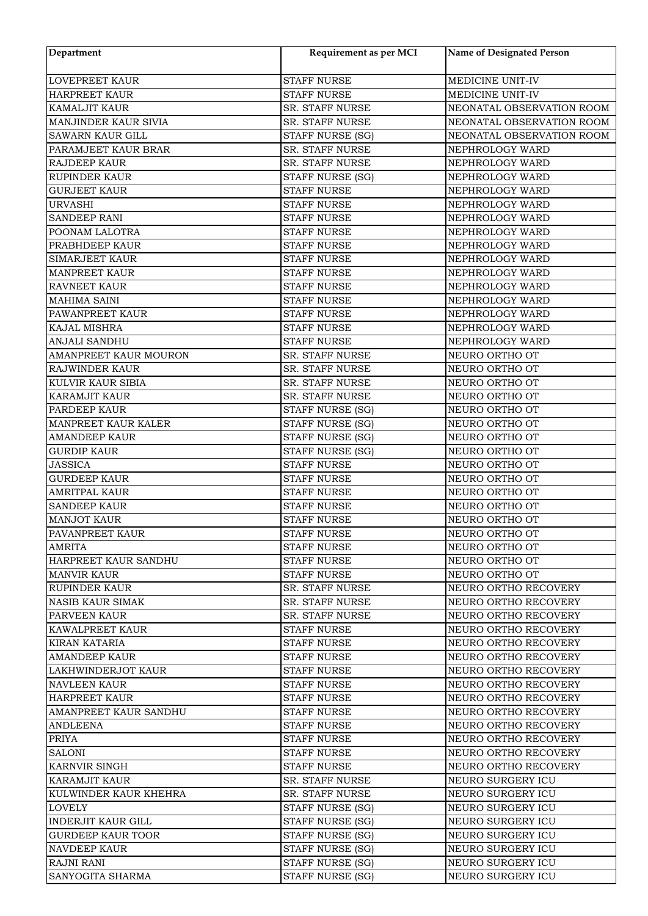| Department | Requirement as per MCI | Name of Designated Person |
|---|---|---|
| LOVEPREET KAUR | STAFF NURSE | MEDICINE UNIT-IV |
| HARPREET KAUR | STAFF NURSE | MEDICINE UNIT-IV |
| KAMALJIT KAUR | SR. STAFF NURSE | NEONATAL OBSERVATION ROOM |
| MANJINDER KAUR SIVIA | SR. STAFF NURSE | NEONATAL OBSERVATION ROOM |
| SAWARN KAUR GILL | STAFF NURSE (SG) | NEONATAL OBSERVATION ROOM |
| PARAMJEET KAUR BRAR | SR. STAFF NURSE | NEPHROLOGY WARD |
| RAJDEEP KAUR | SR. STAFF NURSE | NEPHROLOGY WARD |
| RUPINDER KAUR | STAFF NURSE (SG) | NEPHROLOGY WARD |
| GURJEET KAUR | STAFF NURSE | NEPHROLOGY WARD |
| URVASHI | STAFF NURSE | NEPHROLOGY WARD |
| SANDEEP RANI | STAFF NURSE | NEPHROLOGY WARD |
| POONAM LALOTRA | STAFF NURSE | NEPHROLOGY WARD |
| PRABHDEEP KAUR | STAFF NURSE | NEPHROLOGY WARD |
| SIMARJEET KAUR | STAFF NURSE | NEPHROLOGY WARD |
| MANPREET KAUR | STAFF NURSE | NEPHROLOGY WARD |
| RAVNEET KAUR | STAFF NURSE | NEPHROLOGY WARD |
| MAHIMA SAINI | STAFF NURSE | NEPHROLOGY WARD |
| PAWANPREET KAUR | STAFF NURSE | NEPHROLOGY WARD |
| KAJAL MISHRA | STAFF NURSE | NEPHROLOGY WARD |
| ANJALI SANDHU | STAFF NURSE | NEPHROLOGY WARD |
| AMANPREET KAUR MOURON | SR. STAFF NURSE | NEURO ORTHO OT |
| RAJWINDER KAUR | SR. STAFF NURSE | NEURO ORTHO OT |
| KULVIR KAUR SIBIA | SR. STAFF NURSE | NEURO ORTHO OT |
| KARAMJIT KAUR | SR. STAFF NURSE | NEURO ORTHO OT |
| PARDEEP KAUR | STAFF NURSE (SG) | NEURO ORTHO OT |
| MANPREET KAUR KALER | STAFF NURSE (SG) | NEURO ORTHO OT |
| AMANDEEP KAUR | STAFF NURSE (SG) | NEURO ORTHO OT |
| GURDIP KAUR | STAFF NURSE (SG) | NEURO ORTHO OT |
| JASSICA | STAFF NURSE | NEURO ORTHO OT |
| GURDEEP KAUR | STAFF NURSE | NEURO ORTHO OT |
| AMRITPAL KAUR | STAFF NURSE | NEURO ORTHO OT |
| SANDEEP KAUR | STAFF NURSE | NEURO ORTHO OT |
| MANJOT KAUR | STAFF NURSE | NEURO ORTHO OT |
| PAVANPREET KAUR | STAFF NURSE | NEURO ORTHO OT |
| AMRITA | STAFF NURSE | NEURO ORTHO OT |
| HARPREET KAUR SANDHU | STAFF NURSE | NEURO ORTHO OT |
| MANVIR KAUR | STAFF NURSE | NEURO ORTHO OT |
| RUPINDER KAUR | SR. STAFF NURSE | NEURO ORTHO RECOVERY |
| NASIB KAUR SIMAK | SR. STAFF NURSE | NEURO ORTHO RECOVERY |
| PARVEEN KAUR | SR. STAFF NURSE | NEURO ORTHO RECOVERY |
| KAWALPREET KAUR | STAFF NURSE | NEURO ORTHO RECOVERY |
| KIRAN KATARIA | STAFF NURSE | NEURO ORTHO RECOVERY |
| AMANDEEP KAUR | STAFF NURSE | NEURO ORTHO RECOVERY |
| LAKHWINDERJOT KAUR | STAFF NURSE | NEURO ORTHO RECOVERY |
| NAVLEEN KAUR | STAFF NURSE | NEURO ORTHO RECOVERY |
| HARPREET KAUR | STAFF NURSE | NEURO ORTHO RECOVERY |
| AMANPREET KAUR SANDHU | STAFF NURSE | NEURO ORTHO RECOVERY |
| ANDLEENA | STAFF NURSE | NEURO ORTHO RECOVERY |
| PRIYA | STAFF NURSE | NEURO ORTHO RECOVERY |
| SALONI | STAFF NURSE | NEURO ORTHO RECOVERY |
| KARNVIR SINGH | STAFF NURSE | NEURO ORTHO RECOVERY |
| KARAMJIT KAUR | SR. STAFF NURSE | NEURO SURGERY ICU |
| KULWINDER KAUR KHEHRA | SR. STAFF NURSE | NEURO SURGERY ICU |
| LOVELY | STAFF NURSE (SG) | NEURO SURGERY ICU |
| INDERJIT KAUR GILL | STAFF NURSE (SG) | NEURO SURGERY ICU |
| GURDEEP KAUR TOOR | STAFF NURSE (SG) | NEURO SURGERY ICU |
| NAVDEEP KAUR | STAFF NURSE (SG) | NEURO SURGERY ICU |
| RAJNI RANI | STAFF NURSE (SG) | NEURO SURGERY ICU |
| SANYOGITA SHARMA | STAFF NURSE (SG) | NEURO SURGERY ICU |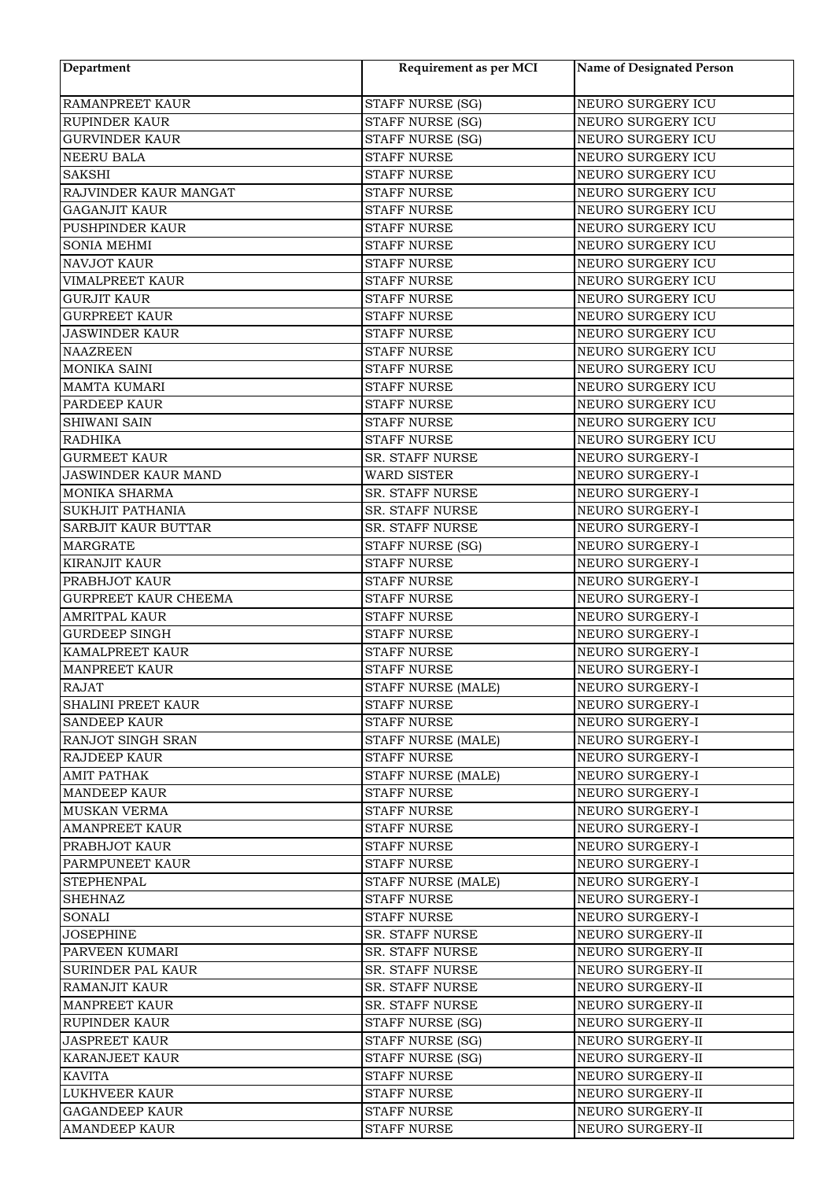| Department | Requirement as per MCI | Name of Designated Person |
|---|---|---|
| RAMANPREET KAUR | STAFF NURSE (SG) | NEURO SURGERY ICU |
| RUPINDER KAUR | STAFF NURSE (SG) | NEURO SURGERY ICU |
| GURVINDER KAUR | STAFF NURSE (SG) | NEURO SURGERY ICU |
| NEERU BALA | STAFF NURSE | NEURO SURGERY ICU |
| SAKSHI | STAFF NURSE | NEURO SURGERY ICU |
| RAJVINDER KAUR MANGAT | STAFF NURSE | NEURO SURGERY ICU |
| GAGANJIT KAUR | STAFF NURSE | NEURO SURGERY ICU |
| PUSHPINDER KAUR | STAFF NURSE | NEURO SURGERY ICU |
| SONIA MEHMI | STAFF NURSE | NEURO SURGERY ICU |
| NAVJOT KAUR | STAFF NURSE | NEURO SURGERY ICU |
| VIMALPREET KAUR | STAFF NURSE | NEURO SURGERY ICU |
| GURJIT KAUR | STAFF NURSE | NEURO SURGERY ICU |
| GURPREET KAUR | STAFF NURSE | NEURO SURGERY ICU |
| JASWINDER KAUR | STAFF NURSE | NEURO SURGERY ICU |
| NAAZREEN | STAFF NURSE | NEURO SURGERY ICU |
| MONIKA SAINI | STAFF NURSE | NEURO SURGERY ICU |
| MAMTA KUMARI | STAFF NURSE | NEURO SURGERY ICU |
| PARDEEP KAUR | STAFF NURSE | NEURO SURGERY ICU |
| SHIWANI SAIN | STAFF NURSE | NEURO SURGERY ICU |
| RADHIKA | STAFF NURSE | NEURO SURGERY ICU |
| GURMEET KAUR | SR. STAFF NURSE | NEURO SURGERY-I |
| JASWINDER KAUR MAND | WARD SISTER | NEURO SURGERY-I |
| MONIKA SHARMA | SR. STAFF NURSE | NEURO SURGERY-I |
| SUKHJIT PATHANIA | SR. STAFF NURSE | NEURO SURGERY-I |
| SARBJIT KAUR BUTTAR | SR. STAFF NURSE | NEURO SURGERY-I |
| MARGRATE | STAFF NURSE (SG) | NEURO SURGERY-I |
| KIRANJIT KAUR | STAFF NURSE | NEURO SURGERY-I |
| PRABHJOT KAUR | STAFF NURSE | NEURO SURGERY-I |
| GURPREET KAUR CHEEMA | STAFF NURSE | NEURO SURGERY-I |
| AMRITPAL KAUR | STAFF NURSE | NEURO SURGERY-I |
| GURDEEP SINGH | STAFF NURSE | NEURO SURGERY-I |
| KAMALPREET KAUR | STAFF NURSE | NEURO SURGERY-I |
| MANPREET KAUR | STAFF NURSE | NEURO SURGERY-I |
| RAJAT | STAFF NURSE (MALE) | NEURO SURGERY-I |
| SHALINI PREET KAUR | STAFF NURSE | NEURO SURGERY-I |
| SANDEEP KAUR | STAFF NURSE | NEURO SURGERY-I |
| RANJOT SINGH SRAN | STAFF NURSE (MALE) | NEURO SURGERY-I |
| RAJDEEP KAUR | STAFF NURSE | NEURO SURGERY-I |
| AMIT PATHAK | STAFF NURSE (MALE) | NEURO SURGERY-I |
| MANDEEP KAUR | STAFF NURSE | NEURO SURGERY-I |
| MUSKAN VERMA | STAFF NURSE | NEURO SURGERY-I |
| AMANPREET KAUR | STAFF NURSE | NEURO SURGERY-I |
| PRABHJOT KAUR | STAFF NURSE | NEURO SURGERY-I |
| PARMPUNEET KAUR | STAFF NURSE | NEURO SURGERY-I |
| STEPHENPAL | STAFF NURSE (MALE) | NEURO SURGERY-I |
| SHEHNAZ | STAFF NURSE | NEURO SURGERY-I |
| SONALI | STAFF NURSE | NEURO SURGERY-I |
| JOSEPHINE | SR. STAFF NURSE | NEURO SURGERY-II |
| PARVEEN KUMARI | SR. STAFF NURSE | NEURO SURGERY-II |
| SURINDER PAL KAUR | SR. STAFF NURSE | NEURO SURGERY-II |
| RAMANJIT KAUR | SR. STAFF NURSE | NEURO SURGERY-II |
| MANPREET KAUR | SR. STAFF NURSE | NEURO SURGERY-II |
| RUPINDER KAUR | STAFF NURSE (SG) | NEURO SURGERY-II |
| JASPREET KAUR | STAFF NURSE (SG) | NEURO SURGERY-II |
| KARANJEET KAUR | STAFF NURSE (SG) | NEURO SURGERY-II |
| KAVITA | STAFF NURSE | NEURO SURGERY-II |
| LUKHVEER KAUR | STAFF NURSE | NEURO SURGERY-II |
| GAGANDEEP KAUR | STAFF NURSE | NEURO SURGERY-II |
| AMANDEEP KAUR | STAFF NURSE | NEURO SURGERY-II |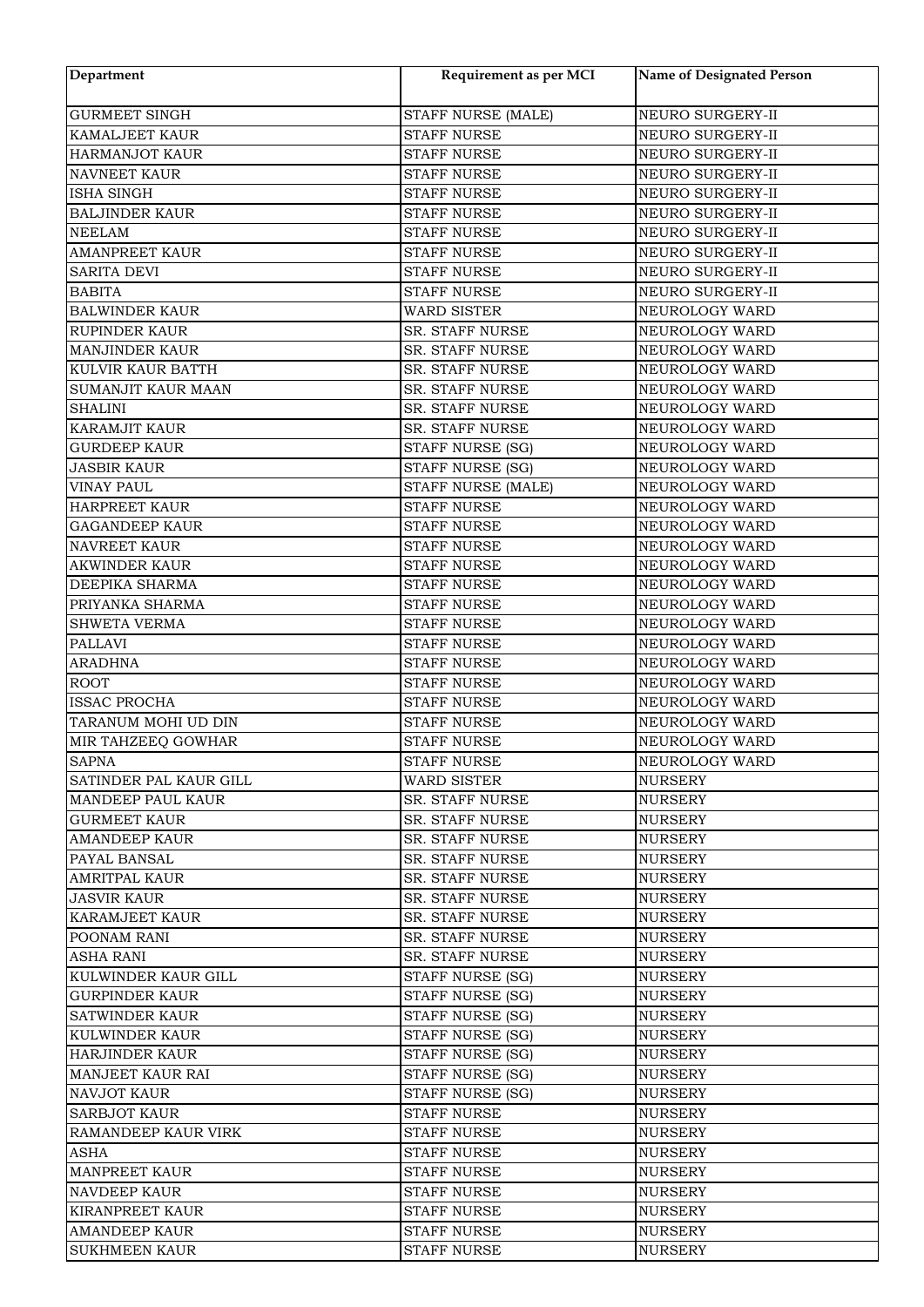| Department | Requirement as per MCI | Name of Designated Person |
|---|---|---|
| GURMEET SINGH | STAFF NURSE (MALE) | NEURO SURGERY-II |
| KAMALJEET KAUR | STAFF NURSE | NEURO SURGERY-II |
| HARMANJOT KAUR | STAFF NURSE | NEURO SURGERY-II |
| NAVNEET KAUR | STAFF NURSE | NEURO SURGERY-II |
| ISHA SINGH | STAFF NURSE | NEURO SURGERY-II |
| BALJINDER KAUR | STAFF NURSE | NEURO SURGERY-II |
| NEELAM | STAFF NURSE | NEURO SURGERY-II |
| AMANPREET KAUR | STAFF NURSE | NEURO SURGERY-II |
| SARITA DEVI | STAFF NURSE | NEURO SURGERY-II |
| BABITA | STAFF NURSE | NEURO SURGERY-II |
| BALWINDER KAUR | WARD SISTER | NEUROLOGY WARD |
| RUPINDER KAUR | SR. STAFF NURSE | NEUROLOGY WARD |
| MANJINDER KAUR | SR. STAFF NURSE | NEUROLOGY WARD |
| KULVIR KAUR BATTH | SR. STAFF NURSE | NEUROLOGY WARD |
| SUMANJIT KAUR MAAN | SR. STAFF NURSE | NEUROLOGY WARD |
| SHALINI | SR. STAFF NURSE | NEUROLOGY WARD |
| KARAMJIT KAUR | SR. STAFF NURSE | NEUROLOGY WARD |
| GURDEEP KAUR | STAFF NURSE (SG) | NEUROLOGY WARD |
| JASBIR KAUR | STAFF NURSE (SG) | NEUROLOGY WARD |
| VINAY PAUL | STAFF NURSE (MALE) | NEUROLOGY WARD |
| HARPREET KAUR | STAFF NURSE | NEUROLOGY WARD |
| GAGANDEEP KAUR | STAFF NURSE | NEUROLOGY WARD |
| NAVREET KAUR | STAFF NURSE | NEUROLOGY WARD |
| AKWINDER KAUR | STAFF NURSE | NEUROLOGY WARD |
| DEEPIKA SHARMA | STAFF NURSE | NEUROLOGY WARD |
| PRIYANKA SHARMA | STAFF NURSE | NEUROLOGY WARD |
| SHWETA VERMA | STAFF NURSE | NEUROLOGY WARD |
| PALLAVI | STAFF NURSE | NEUROLOGY WARD |
| ARADHNA | STAFF NURSE | NEUROLOGY WARD |
| ROOT | STAFF NURSE | NEUROLOGY WARD |
| ISSAC PROCHA | STAFF NURSE | NEUROLOGY WARD |
| TARANUM MOHI UD DIN | STAFF NURSE | NEUROLOGY WARD |
| MIR TAHZEEQ GOWHAR | STAFF NURSE | NEUROLOGY WARD |
| SAPNA | STAFF NURSE | NEUROLOGY WARD |
| SATINDER PAL KAUR GILL | WARD SISTER | NURSERY |
| MANDEEP PAUL KAUR | SR. STAFF NURSE | NURSERY |
| GURMEET KAUR | SR. STAFF NURSE | NURSERY |
| AMANDEEP KAUR | SR. STAFF NURSE | NURSERY |
| PAYAL BANSAL | SR. STAFF NURSE | NURSERY |
| AMRITPAL KAUR | SR. STAFF NURSE | NURSERY |
| JASVIR KAUR | SR. STAFF NURSE | NURSERY |
| KARAMJEET KAUR | SR. STAFF NURSE | NURSERY |
| POONAM RANI | SR. STAFF NURSE | NURSERY |
| ASHA RANI | SR. STAFF NURSE | NURSERY |
| KULWINDER KAUR GILL | STAFF NURSE (SG) | NURSERY |
| GURPINDER KAUR | STAFF NURSE (SG) | NURSERY |
| SATWINDER KAUR | STAFF NURSE (SG) | NURSERY |
| KULWINDER KAUR | STAFF NURSE (SG) | NURSERY |
| HARJINDER KAUR | STAFF NURSE (SG) | NURSERY |
| MANJEET KAUR RAI | STAFF NURSE (SG) | NURSERY |
| NAVJOT KAUR | STAFF NURSE (SG) | NURSERY |
| SARBJOT KAUR | STAFF NURSE | NURSERY |
| RAMANDEEP KAUR VIRK | STAFF NURSE | NURSERY |
| ASHA | STAFF NURSE | NURSERY |
| MANPREET KAUR | STAFF NURSE | NURSERY |
| NAVDEEP KAUR | STAFF NURSE | NURSERY |
| KIRANPREET KAUR | STAFF NURSE | NURSERY |
| AMANDEEP KAUR | STAFF NURSE | NURSERY |
| SUKHMEEN KAUR | STAFF NURSE | NURSERY |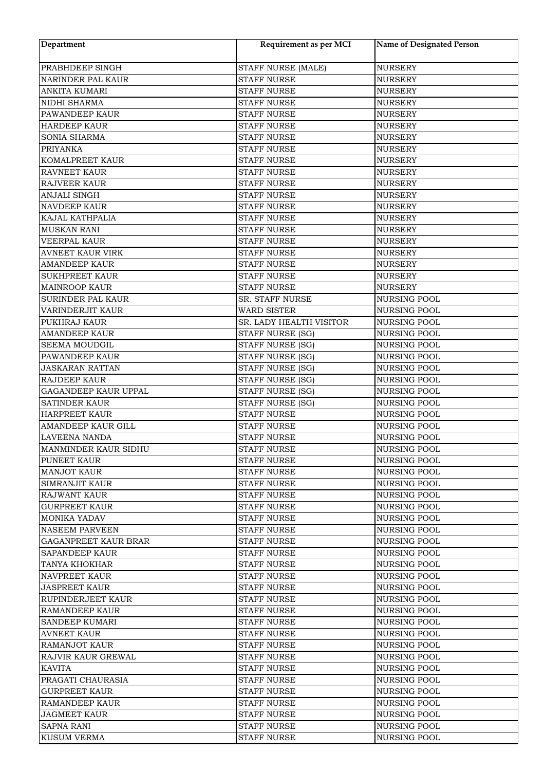| Department | Requirement as per MCI | Name of Designated Person |
| --- | --- | --- |
| PRABHDEEP SINGH | STAFF NURSE (MALE) | NURSERY |
| NARINDER PAL KAUR | STAFF NURSE | NURSERY |
| ANKITA KUMARI | STAFF NURSE | NURSERY |
| NIDHI SHARMA | STAFF NURSE | NURSERY |
| PAWANDEEP KAUR | STAFF NURSE | NURSERY |
| HARDEEP KAUR | STAFF NURSE | NURSERY |
| SONIA SHARMA | STAFF NURSE | NURSERY |
| PRIYANKA | STAFF NURSE | NURSERY |
| KOMALPREET KAUR | STAFF NURSE | NURSERY |
| RAVNEET KAUR | STAFF NURSE | NURSERY |
| RAJVEER KAUR | STAFF NURSE | NURSERY |
| ANJALI SINGH | STAFF NURSE | NURSERY |
| NAVDEEP KAUR | STAFF NURSE | NURSERY |
| KAJAL KATHPALIA | STAFF NURSE | NURSERY |
| MUSKAN RANI | STAFF NURSE | NURSERY |
| VEERPAL KAUR | STAFF NURSE | NURSERY |
| AVNEET KAUR VIRK | STAFF NURSE | NURSERY |
| AMANDEEP KAUR | STAFF NURSE | NURSERY |
| SUKHPREET KAUR | STAFF NURSE | NURSERY |
| MAINROOP KAUR | STAFF NURSE | NURSERY |
| SURINDER PAL KAUR | SR. STAFF NURSE | NURSING POOL |
| VARINDERJIT KAUR | WARD SISTER | NURSING POOL |
| PUKHRAJ KAUR | SR. LADY HEALTH VISITOR | NURSING POOL |
| AMANDEEP KAUR | STAFF NURSE (SG) | NURSING POOL |
| SEEMA MOUDGIL | STAFF NURSE (SG) | NURSING POOL |
| PAWANDEEP KAUR | STAFF NURSE (SG) | NURSING POOL |
| JASKARAN RATTAN | STAFF NURSE (SG) | NURSING POOL |
| RAJDEEP KAUR | STAFF NURSE (SG) | NURSING POOL |
| GAGANDEEP KAUR UPPAL | STAFF NURSE (SG) | NURSING POOL |
| SATINDER KAUR | STAFF NURSE (SG) | NURSING POOL |
| HARPREET KAUR | STAFF NURSE | NURSING POOL |
| AMANDEEP KAUR GILL | STAFF NURSE | NURSING POOL |
| LAVEENA NANDA | STAFF NURSE | NURSING POOL |
| MANMINDER KAUR SIDHU | STAFF NURSE | NURSING POOL |
| PUNEET KAUR | STAFF NURSE | NURSING POOL |
| MANJOT KAUR | STAFF NURSE | NURSING POOL |
| SIMRANJIT KAUR | STAFF NURSE | NURSING POOL |
| RAJWANT KAUR | STAFF NURSE | NURSING POOL |
| GURPREET KAUR | STAFF NURSE | NURSING POOL |
| MONIKA YADAV | STAFF NURSE | NURSING POOL |
| NASEEM PARVEEN | STAFF NURSE | NURSING POOL |
| GAGANPREET KAUR BRAR | STAFF NURSE | NURSING POOL |
| SAPANDEEP KAUR | STAFF NURSE | NURSING POOL |
| TANYA KHOKHAR | STAFF NURSE | NURSING POOL |
| NAVPREET KAUR | STAFF NURSE | NURSING POOL |
| JASPREET KAUR | STAFF NURSE | NURSING POOL |
| RUPINDERJEET KAUR | STAFF NURSE | NURSING POOL |
| RAMANDEEP KAUR | STAFF NURSE | NURSING POOL |
| SANDEEP KUMARI | STAFF NURSE | NURSING POOL |
| AVNEET KAUR | STAFF NURSE | NURSING POOL |
| RAMANJOT KAUR | STAFF NURSE | NURSING POOL |
| RAJVIR KAUR GREWAL | STAFF NURSE | NURSING POOL |
| KAVITA | STAFF NURSE | NURSING POOL |
| PRAGATI CHAURASIA | STAFF NURSE | NURSING POOL |
| GURPREET KAUR | STAFF NURSE | NURSING POOL |
| RAMANDEEP KAUR | STAFF NURSE | NURSING POOL |
| JAGMEET KAUR | STAFF NURSE | NURSING POOL |
| SAPNA RANI | STAFF NURSE | NURSING POOL |
| KUSUM VERMA | STAFF NURSE | NURSING POOL |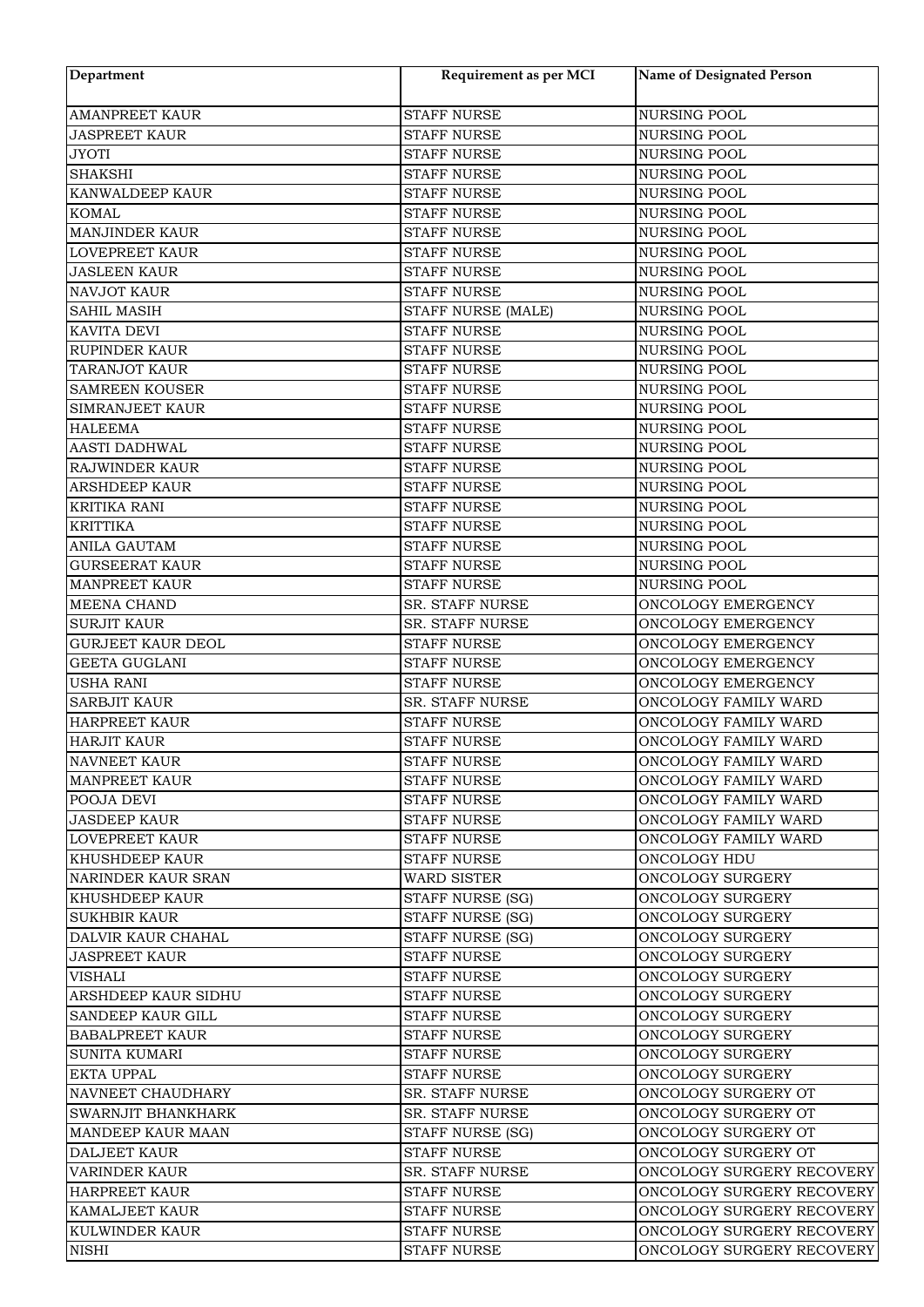| Department | Requirement as per MCI | Name of Designated Person |
|---|---|---|
| AMANPREET KAUR | STAFF NURSE | NURSING POOL |
| JASPREET KAUR | STAFF NURSE | NURSING POOL |
| JYOTI | STAFF NURSE | NURSING POOL |
| SHAKSHI | STAFF NURSE | NURSING POOL |
| KANWALDEEP KAUR | STAFF NURSE | NURSING POOL |
| KOMAL | STAFF NURSE | NURSING POOL |
| MANJINDER KAUR | STAFF NURSE | NURSING POOL |
| LOVEPREET KAUR | STAFF NURSE | NURSING POOL |
| JASLEEN KAUR | STAFF NURSE | NURSING POOL |
| NAVJOT KAUR | STAFF NURSE | NURSING POOL |
| SAHIL MASIH | STAFF NURSE (MALE) | NURSING POOL |
| KAVITA DEVI | STAFF NURSE | NURSING POOL |
| RUPINDER KAUR | STAFF NURSE | NURSING POOL |
| TARANJOT KAUR | STAFF NURSE | NURSING POOL |
| SAMREEN KOUSER | STAFF NURSE | NURSING POOL |
| SIMRANJEET KAUR | STAFF NURSE | NURSING POOL |
| HALEEMA | STAFF NURSE | NURSING POOL |
| AASTI DADHWAL | STAFF NURSE | NURSING POOL |
| RAJWINDER KAUR | STAFF NURSE | NURSING POOL |
| ARSHDEEP KAUR | STAFF NURSE | NURSING POOL |
| KRITIKA RANI | STAFF NURSE | NURSING POOL |
| KRITTIKA | STAFF NURSE | NURSING POOL |
| ANILA GAUTAM | STAFF NURSE | NURSING POOL |
| GURSEERAT KAUR | STAFF NURSE | NURSING POOL |
| MANPREET KAUR | STAFF NURSE | NURSING POOL |
| MEENA CHAND | SR. STAFF NURSE | ONCOLOGY EMERGENCY |
| SURJIT KAUR | SR. STAFF NURSE | ONCOLOGY EMERGENCY |
| GURJEET KAUR DEOL | STAFF NURSE | ONCOLOGY EMERGENCY |
| GEETA GUGLANI | STAFF NURSE | ONCOLOGY EMERGENCY |
| USHA RANI | STAFF NURSE | ONCOLOGY EMERGENCY |
| SARBJIT KAUR | SR. STAFF NURSE | ONCOLOGY FAMILY WARD |
| HARPREET KAUR | STAFF NURSE | ONCOLOGY FAMILY WARD |
| HARJIT KAUR | STAFF NURSE | ONCOLOGY FAMILY WARD |
| NAVNEET KAUR | STAFF NURSE | ONCOLOGY FAMILY WARD |
| MANPREET KAUR | STAFF NURSE | ONCOLOGY FAMILY WARD |
| POOJA DEVI | STAFF NURSE | ONCOLOGY FAMILY WARD |
| JASDEEP KAUR | STAFF NURSE | ONCOLOGY FAMILY WARD |
| LOVEPREET KAUR | STAFF NURSE | ONCOLOGY FAMILY WARD |
| KHUSHDEEP KAUR | STAFF NURSE | ONCOLOGY HDU |
| NARINDER KAUR SRAN | WARD SISTER | ONCOLOGY SURGERY |
| KHUSHDEEP KAUR | STAFF NURSE (SG) | ONCOLOGY SURGERY |
| SUKHBIR KAUR | STAFF NURSE (SG) | ONCOLOGY SURGERY |
| DALVIR KAUR CHAHAL | STAFF NURSE (SG) | ONCOLOGY SURGERY |
| JASPREET KAUR | STAFF NURSE | ONCOLOGY SURGERY |
| VISHALI | STAFF NURSE | ONCOLOGY SURGERY |
| ARSHDEEP KAUR SIDHU | STAFF NURSE | ONCOLOGY SURGERY |
| SANDEEP KAUR GILL | STAFF NURSE | ONCOLOGY SURGERY |
| BABALPREET KAUR | STAFF NURSE | ONCOLOGY SURGERY |
| SUNITA KUMARI | STAFF NURSE | ONCOLOGY SURGERY |
| EKTA UPPAL | STAFF NURSE | ONCOLOGY SURGERY |
| NAVNEET CHAUDHARY | SR. STAFF NURSE | ONCOLOGY SURGERY OT |
| SWARNJIT BHANKHARK | SR. STAFF NURSE | ONCOLOGY SURGERY OT |
| MANDEEP KAUR MAAN | STAFF NURSE (SG) | ONCOLOGY SURGERY OT |
| DALJEET KAUR | STAFF NURSE | ONCOLOGY SURGERY OT |
| VARINDER KAUR | SR. STAFF NURSE | ONCOLOGY SURGERY RECOVERY |
| HARPREET KAUR | STAFF NURSE | ONCOLOGY SURGERY RECOVERY |
| KAMALJEET KAUR | STAFF NURSE | ONCOLOGY SURGERY RECOVERY |
| KULWINDER KAUR | STAFF NURSE | ONCOLOGY SURGERY RECOVERY |
| NISHI | STAFF NURSE | ONCOLOGY SURGERY RECOVERY |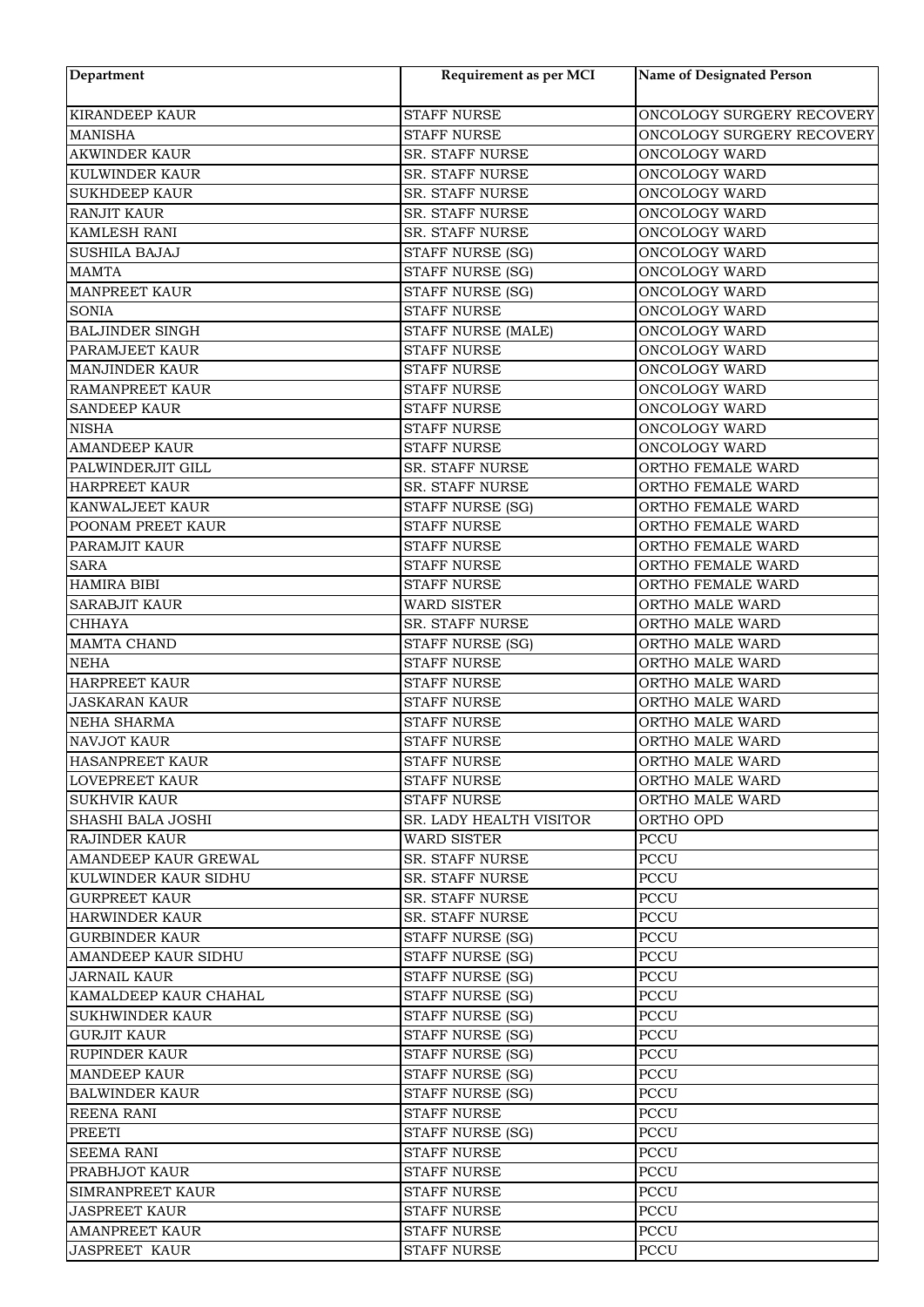| Department | Requirement as per MCI | Name of Designated Person |
|---|---|---|
| KIRANDEEP KAUR | STAFF NURSE | ONCOLOGY SURGERY RECOVERY |
| MANISHA | STAFF NURSE | ONCOLOGY SURGERY RECOVERY |
| AKWINDER KAUR | SR. STAFF NURSE | ONCOLOGY WARD |
| KULWINDER KAUR | SR. STAFF NURSE | ONCOLOGY WARD |
| SUKHDEEP KAUR | SR. STAFF NURSE | ONCOLOGY WARD |
| RANJIT KAUR | SR. STAFF NURSE | ONCOLOGY WARD |
| KAMLESH RANI | SR. STAFF NURSE | ONCOLOGY WARD |
| SUSHILA BAJAJ | STAFF NURSE (SG) | ONCOLOGY WARD |
| MAMTA | STAFF NURSE (SG) | ONCOLOGY WARD |
| MANPREET KAUR | STAFF NURSE (SG) | ONCOLOGY WARD |
| SONIA | STAFF NURSE | ONCOLOGY WARD |
| BALJINDER SINGH | STAFF NURSE (MALE) | ONCOLOGY WARD |
| PARAMJEET KAUR | STAFF NURSE | ONCOLOGY WARD |
| MANJINDER KAUR | STAFF NURSE | ONCOLOGY WARD |
| RAMANPREET KAUR | STAFF NURSE | ONCOLOGY WARD |
| SANDEEP KAUR | STAFF NURSE | ONCOLOGY WARD |
| NISHA | STAFF NURSE | ONCOLOGY WARD |
| AMANDEEP KAUR | STAFF NURSE | ONCOLOGY WARD |
| PALWINDERJIT GILL | SR. STAFF NURSE | ORTHO FEMALE WARD |
| HARPREET KAUR | SR. STAFF NURSE | ORTHO FEMALE WARD |
| KANWALJEET KAUR | STAFF NURSE (SG) | ORTHO FEMALE WARD |
| POONAM PREET KAUR | STAFF NURSE | ORTHO FEMALE WARD |
| PARAMJIT KAUR | STAFF NURSE | ORTHO FEMALE WARD |
| SARA | STAFF NURSE | ORTHO FEMALE WARD |
| HAMIRA BIBI | STAFF NURSE | ORTHO FEMALE WARD |
| SARABJIT KAUR | WARD SISTER | ORTHO MALE WARD |
| CHHAYA | SR. STAFF NURSE | ORTHO MALE WARD |
| MAMTA CHAND | STAFF NURSE (SG) | ORTHO MALE WARD |
| NEHA | STAFF NURSE | ORTHO MALE WARD |
| HARPREET KAUR | STAFF NURSE | ORTHO MALE WARD |
| JASKARAN KAUR | STAFF NURSE | ORTHO MALE WARD |
| NEHA SHARMA | STAFF NURSE | ORTHO MALE WARD |
| NAVJOT KAUR | STAFF NURSE | ORTHO MALE WARD |
| HASANPREET KAUR | STAFF NURSE | ORTHO MALE WARD |
| LOVEPREET KAUR | STAFF NURSE | ORTHO MALE WARD |
| SUKHVIR KAUR | STAFF NURSE | ORTHO MALE WARD |
| SHASHI BALA JOSHI | SR. LADY HEALTH VISITOR | ORTHO OPD |
| RAJINDER KAUR | WARD SISTER | PCCU |
| AMANDEEP KAUR GREWAL | SR. STAFF NURSE | PCCU |
| KULWINDER KAUR SIDHU | SR. STAFF NURSE | PCCU |
| GURPREET KAUR | SR. STAFF NURSE | PCCU |
| HARWINDER KAUR | SR. STAFF NURSE | PCCU |
| GURBINDER KAUR | STAFF NURSE (SG) | PCCU |
| AMANDEEP KAUR SIDHU | STAFF NURSE (SG) | PCCU |
| JARNAIL KAUR | STAFF NURSE (SG) | PCCU |
| KAMALDEEP KAUR CHAHAL | STAFF NURSE (SG) | PCCU |
| SUKHWINDER KAUR | STAFF NURSE (SG) | PCCU |
| GURJIT KAUR | STAFF NURSE (SG) | PCCU |
| RUPINDER KAUR | STAFF NURSE (SG) | PCCU |
| MANDEEP KAUR | STAFF NURSE (SG) | PCCU |
| BALWINDER KAUR | STAFF NURSE (SG) | PCCU |
| REENA RANI | STAFF NURSE | PCCU |
| PREETI | STAFF NURSE (SG) | PCCU |
| SEEMA RANI | STAFF NURSE | PCCU |
| PRABHJOT KAUR | STAFF NURSE | PCCU |
| SIMRANPREET KAUR | STAFF NURSE | PCCU |
| JASPREET KAUR | STAFF NURSE | PCCU |
| AMANPREET KAUR | STAFF NURSE | PCCU |
| JASPREET KAUR | STAFF NURSE | PCCU |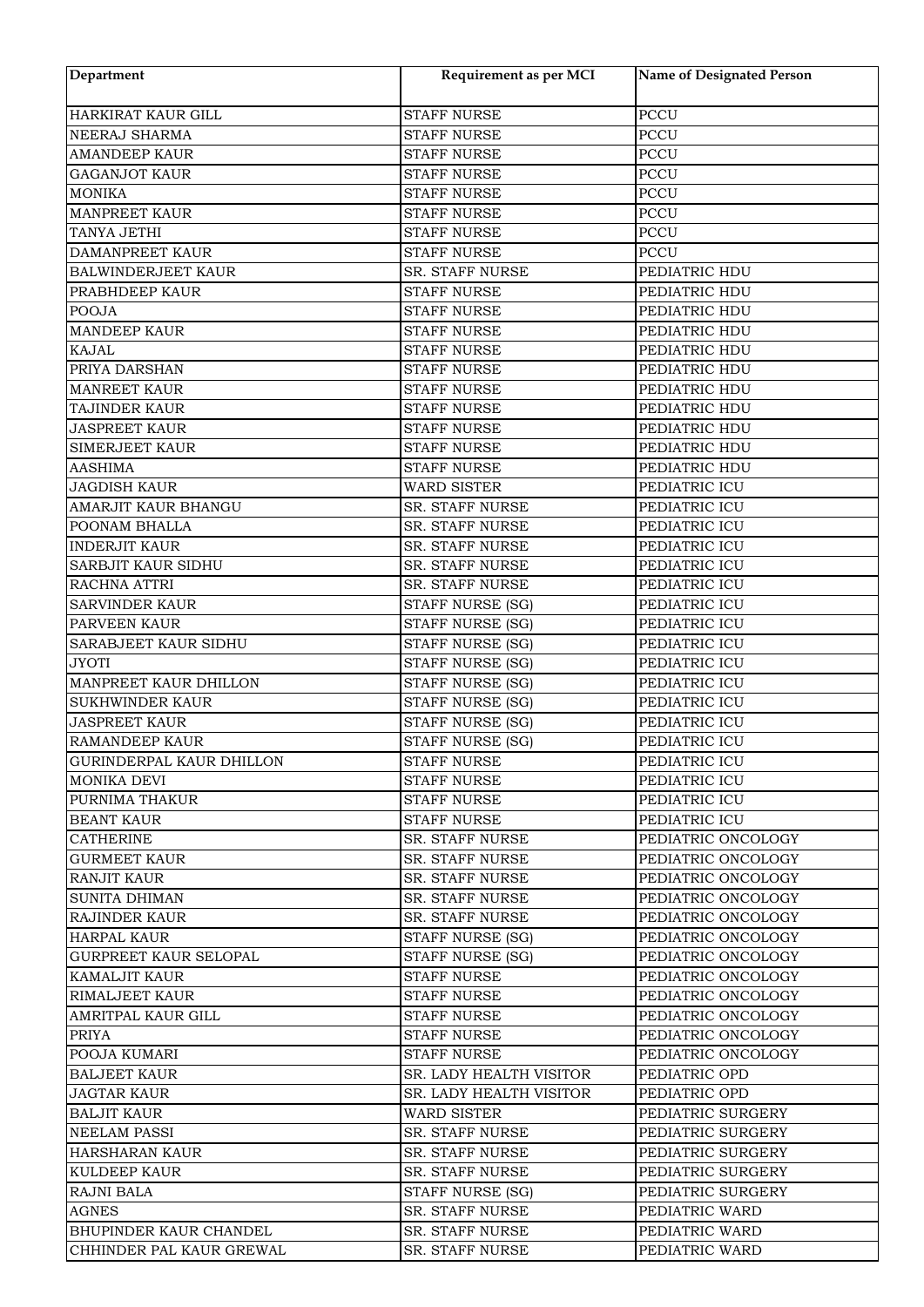| Department | Requirement as per MCI | Name of Designated Person |
|---|---|---|
| HARKIRAT KAUR GILL | STAFF NURSE | PCCU |
| NEERAJ SHARMA | STAFF NURSE | PCCU |
| AMANDEEP KAUR | STAFF NURSE | PCCU |
| GAGANJOT KAUR | STAFF NURSE | PCCU |
| MONIKA | STAFF NURSE | PCCU |
| MANPREET KAUR | STAFF NURSE | PCCU |
| TANYA JETHI | STAFF NURSE | PCCU |
| DAMANPREET KAUR | STAFF NURSE | PCCU |
| BALWINDERJEET KAUR | SR. STAFF NURSE | PEDIATRIC HDU |
| PRABHDEEP KAUR | STAFF NURSE | PEDIATRIC HDU |
| POOJA | STAFF NURSE | PEDIATRIC HDU |
| MANDEEP KAUR | STAFF NURSE | PEDIATRIC HDU |
| KAJAL | STAFF NURSE | PEDIATRIC HDU |
| PRIYA DARSHAN | STAFF NURSE | PEDIATRIC HDU |
| MANREET KAUR | STAFF NURSE | PEDIATRIC HDU |
| TAJINDER KAUR | STAFF NURSE | PEDIATRIC HDU |
| JASPREET KAUR | STAFF NURSE | PEDIATRIC HDU |
| SIMERJEET KAUR | STAFF NURSE | PEDIATRIC HDU |
| AASHIMA | STAFF NURSE | PEDIATRIC HDU |
| JAGDISH KAUR | WARD SISTER | PEDIATRIC ICU |
| AMARJIT KAUR BHANGU | SR. STAFF NURSE | PEDIATRIC ICU |
| POONAM BHALLA | SR. STAFF NURSE | PEDIATRIC ICU |
| INDERJIT KAUR | SR. STAFF NURSE | PEDIATRIC ICU |
| SARBJIT KAUR SIDHU | SR. STAFF NURSE | PEDIATRIC ICU |
| RACHNA ATTRI | SR. STAFF NURSE | PEDIATRIC ICU |
| SARVINDER KAUR | STAFF NURSE (SG) | PEDIATRIC ICU |
| PARVEEN KAUR | STAFF NURSE (SG) | PEDIATRIC ICU |
| SARABJEET KAUR SIDHU | STAFF NURSE (SG) | PEDIATRIC ICU |
| JYOTI | STAFF NURSE (SG) | PEDIATRIC ICU |
| MANPREET KAUR DHILLON | STAFF NURSE (SG) | PEDIATRIC ICU |
| SUKHWINDER KAUR | STAFF NURSE (SG) | PEDIATRIC ICU |
| JASPREET KAUR | STAFF NURSE (SG) | PEDIATRIC ICU |
| RAMANDEEP KAUR | STAFF NURSE (SG) | PEDIATRIC ICU |
| GURINDERPAL KAUR DHILLON | STAFF NURSE | PEDIATRIC ICU |
| MONIKA DEVI | STAFF NURSE | PEDIATRIC ICU |
| PURNIMA THAKUR | STAFF NURSE | PEDIATRIC ICU |
| BEANT KAUR | STAFF NURSE | PEDIATRIC ICU |
| CATHERINE | SR. STAFF NURSE | PEDIATRIC ONCOLOGY |
| GURMEET KAUR | SR. STAFF NURSE | PEDIATRIC ONCOLOGY |
| RANJIT KAUR | SR. STAFF NURSE | PEDIATRIC ONCOLOGY |
| SUNITA DHIMAN | SR. STAFF NURSE | PEDIATRIC ONCOLOGY |
| RAJINDER KAUR | SR. STAFF NURSE | PEDIATRIC ONCOLOGY |
| HARPAL KAUR | STAFF NURSE (SG) | PEDIATRIC ONCOLOGY |
| GURPREET KAUR SELOPAL | STAFF NURSE (SG) | PEDIATRIC ONCOLOGY |
| KAMALJIT KAUR | STAFF NURSE | PEDIATRIC ONCOLOGY |
| RIMALJEET KAUR | STAFF NURSE | PEDIATRIC ONCOLOGY |
| AMRITPAL KAUR GILL | STAFF NURSE | PEDIATRIC ONCOLOGY |
| PRIYA | STAFF NURSE | PEDIATRIC ONCOLOGY |
| POOJA KUMARI | STAFF NURSE | PEDIATRIC ONCOLOGY |
| BALJEET KAUR | SR. LADY HEALTH VISITOR | PEDIATRIC OPD |
| JAGTAR KAUR | SR. LADY HEALTH VISITOR | PEDIATRIC OPD |
| BALJIT KAUR | WARD SISTER | PEDIATRIC SURGERY |
| NEELAM PASSI | SR. STAFF NURSE | PEDIATRIC SURGERY |
| HARSHARAN KAUR | SR. STAFF NURSE | PEDIATRIC SURGERY |
| KULDEEP KAUR | SR. STAFF NURSE | PEDIATRIC SURGERY |
| RAJNI BALA | STAFF NURSE (SG) | PEDIATRIC SURGERY |
| AGNES | SR. STAFF NURSE | PEDIATRIC WARD |
| BHUPINDER KAUR CHANDEL | SR. STAFF NURSE | PEDIATRIC WARD |
| CHHINDER PAL KAUR GREWAL | SR. STAFF NURSE | PEDIATRIC WARD |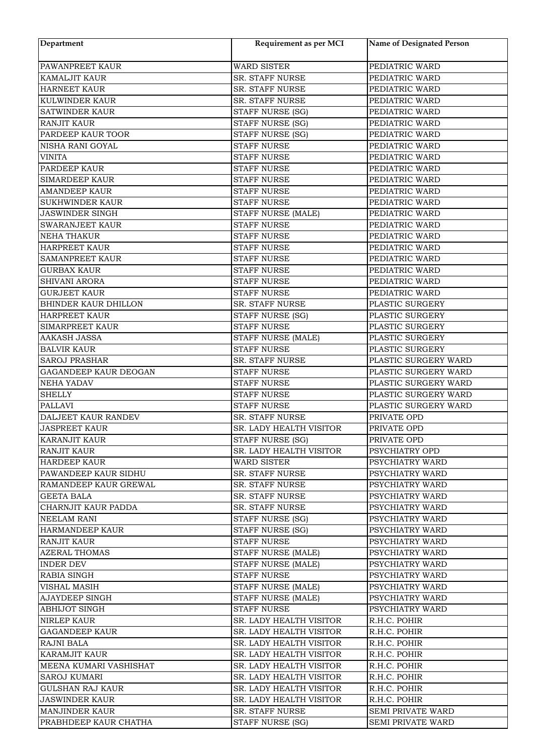| Department | Requirement as per MCI | Name of Designated Person |
|---|---|---|
| PAWANPREET KAUR | WARD SISTER | PEDIATRIC WARD |
| KAMALJIT KAUR | SR. STAFF NURSE | PEDIATRIC WARD |
| HARNEET KAUR | SR. STAFF NURSE | PEDIATRIC WARD |
| KULWINDER KAUR | SR. STAFF NURSE | PEDIATRIC WARD |
| SATWINDER KAUR | STAFF NURSE (SG) | PEDIATRIC WARD |
| RANJIT KAUR | STAFF NURSE (SG) | PEDIATRIC WARD |
| PARDEEP KAUR TOOR | STAFF NURSE (SG) | PEDIATRIC WARD |
| NISHA RANI GOYAL | STAFF NURSE | PEDIATRIC WARD |
| VINITA | STAFF NURSE | PEDIATRIC WARD |
| PARDEEP KAUR | STAFF NURSE | PEDIATRIC WARD |
| SIMARDEEP KAUR | STAFF NURSE | PEDIATRIC WARD |
| AMANDEEP KAUR | STAFF NURSE | PEDIATRIC WARD |
| SUKHWINDER KAUR | STAFF NURSE | PEDIATRIC WARD |
| JASWINDER SINGH | STAFF NURSE (MALE) | PEDIATRIC WARD |
| SWARANJEET KAUR | STAFF NURSE | PEDIATRIC WARD |
| NEHA THAKUR | STAFF NURSE | PEDIATRIC WARD |
| HARPREET KAUR | STAFF NURSE | PEDIATRIC WARD |
| SAMANPREET KAUR | STAFF NURSE | PEDIATRIC WARD |
| GURBAX KAUR | STAFF NURSE | PEDIATRIC WARD |
| SHIVANI ARORA | STAFF NURSE | PEDIATRIC WARD |
| GURJEET KAUR | STAFF NURSE | PEDIATRIC WARD |
| BHINDER KAUR DHILLON | SR. STAFF NURSE | PLASTIC SURGERY |
| HARPREET KAUR | STAFF NURSE (SG) | PLASTIC SURGERY |
| SIMARPREET KAUR | STAFF NURSE | PLASTIC SURGERY |
| AAKASH JASSA | STAFF NURSE (MALE) | PLASTIC SURGERY |
| BALVIR KAUR | STAFF NURSE | PLASTIC SURGERY |
| SAROJ PRASHAR | SR. STAFF NURSE | PLASTIC SURGERY WARD |
| GAGANDEEP KAUR DEOGAN | STAFF NURSE | PLASTIC SURGERY WARD |
| NEHA YADAV | STAFF NURSE | PLASTIC SURGERY WARD |
| SHELLY | STAFF NURSE | PLASTIC SURGERY WARD |
| PALLAVI | STAFF NURSE | PLASTIC SURGERY WARD |
| DALJEET KAUR RANDEV | SR. STAFF NURSE | PRIVATE OPD |
| JASPREET KAUR | SR. LADY HEALTH VISITOR | PRIVATE OPD |
| KARANJIT KAUR | STAFF NURSE (SG) | PRIVATE OPD |
| RANJIT KAUR | SR. LADY HEALTH VISITOR | PSYCHIATRY OPD |
| HARDEEP KAUR | WARD SISTER | PSYCHIATRY WARD |
| PAWANDEEP KAUR SIDHU | SR. STAFF NURSE | PSYCHIATRY WARD |
| RAMANDEEP KAUR GREWAL | SR. STAFF NURSE | PSYCHIATRY WARD |
| GEETA BALA | SR. STAFF NURSE | PSYCHIATRY WARD |
| CHARNJIT KAUR PADDA | SR. STAFF NURSE | PSYCHIATRY WARD |
| NEELAM RANI | STAFF NURSE (SG) | PSYCHIATRY WARD |
| HARMANDEEP KAUR | STAFF NURSE (SG) | PSYCHIATRY WARD |
| RANJIT KAUR | STAFF NURSE | PSYCHIATRY WARD |
| AZERAL THOMAS | STAFF NURSE (MALE) | PSYCHIATRY WARD |
| INDER DEV | STAFF NURSE (MALE) | PSYCHIATRY WARD |
| RABIA SINGH | STAFF NURSE | PSYCHIATRY WARD |
| VISHAL MASIH | STAFF NURSE (MALE) | PSYCHIATRY WARD |
| AJAYDEEP SINGH | STAFF NURSE (MALE) | PSYCHIATRY WARD |
| ABHIJOT SINGH | STAFF NURSE | PSYCHIATRY WARD |
| NIRLEP KAUR | SR. LADY HEALTH VISITOR | R.H.C. POHIR |
| GAGANDEEP KAUR | SR. LADY HEALTH VISITOR | R.H.C. POHIR |
| RAJNI BALA | SR. LADY HEALTH VISITOR | R.H.C. POHIR |
| KARAMJIT KAUR | SR. LADY HEALTH VISITOR | R.H.C. POHIR |
| MEENA KUMARI VASHISHAT | SR. LADY HEALTH VISITOR | R.H.C. POHIR |
| SAROJ KUMARI | SR. LADY HEALTH VISITOR | R.H.C. POHIR |
| GULSHAN RAJ KAUR | SR. LADY HEALTH VISITOR | R.H.C. POHIR |
| JASWINDER KAUR | SR. LADY HEALTH VISITOR | R.H.C. POHIR |
| MANJINDER KAUR | SR. STAFF NURSE | SEMI PRIVATE WARD |
| PRABHDEEP KAUR CHATHA | STAFF NURSE (SG) | SEMI PRIVATE WARD |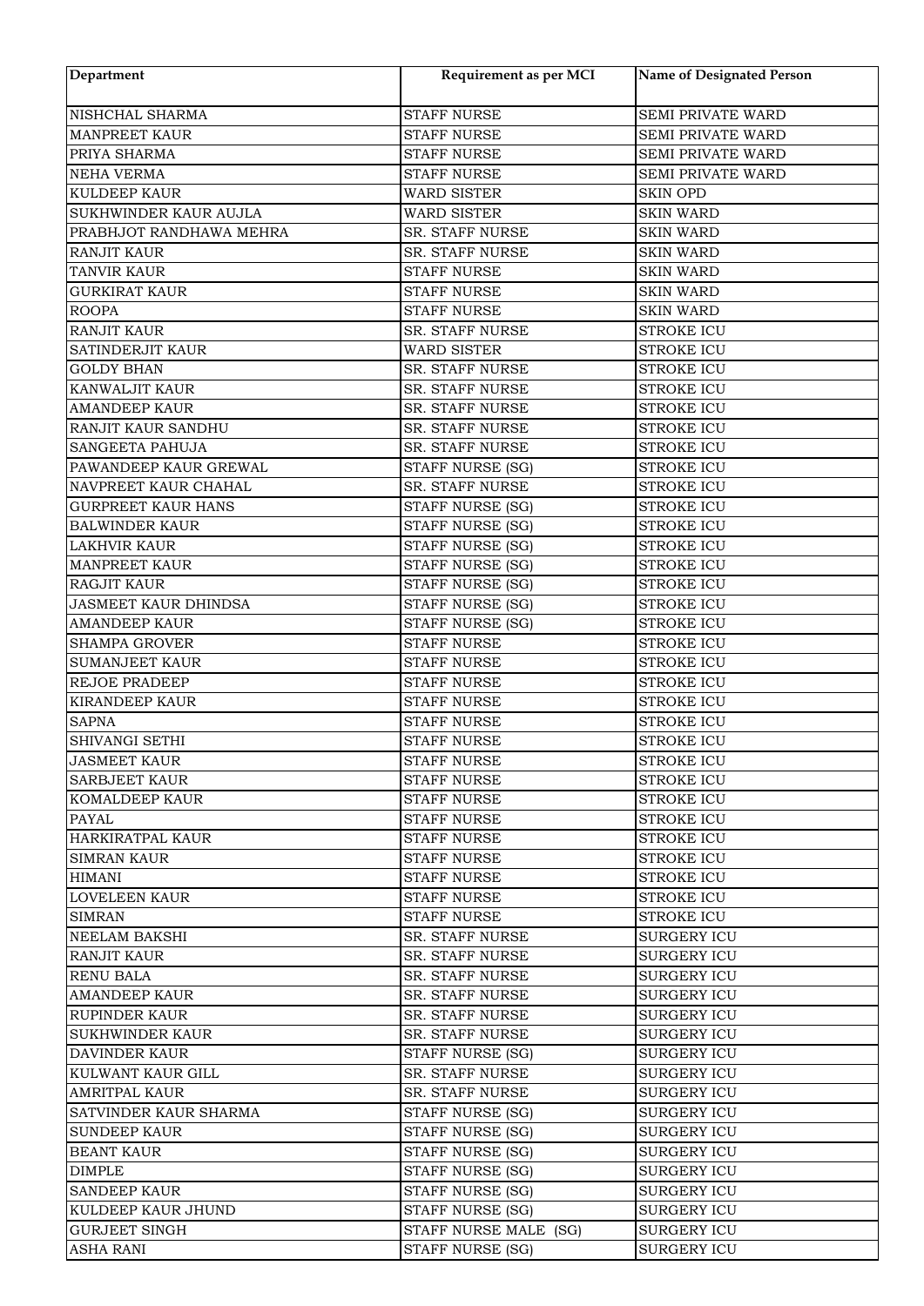| Department | Requirement as per MCI | Name of Designated Person |
|---|---|---|
| NISHCHAL SHARMA | STAFF NURSE | SEMI PRIVATE WARD |
| MANPREET KAUR | STAFF NURSE | SEMI PRIVATE WARD |
| PRIYA SHARMA | STAFF NURSE | SEMI PRIVATE WARD |
| NEHA VERMA | STAFF NURSE | SEMI PRIVATE WARD |
| KULDEEP KAUR | WARD SISTER | SKIN OPD |
| SUKHWINDER KAUR AUJLA | WARD SISTER | SKIN WARD |
| PRABHJOT RANDHAWA MEHRA | SR. STAFF NURSE | SKIN WARD |
| RANJIT KAUR | SR. STAFF NURSE | SKIN WARD |
| TANVIR KAUR | STAFF NURSE | SKIN WARD |
| GURKIRAT KAUR | STAFF NURSE | SKIN WARD |
| ROOPA | STAFF NURSE | SKIN WARD |
| RANJIT KAUR | SR. STAFF NURSE | STROKE ICU |
| SATINDERJIT KAUR | WARD SISTER | STROKE ICU |
| GOLDY BHAN | SR. STAFF NURSE | STROKE ICU |
| KANWALJIT KAUR | SR. STAFF NURSE | STROKE ICU |
| AMANDEEP KAUR | SR. STAFF NURSE | STROKE ICU |
| RANJIT KAUR SANDHU | SR. STAFF NURSE | STROKE ICU |
| SANGEETA PAHUJA | SR. STAFF NURSE | STROKE ICU |
| PAWANDEEP KAUR GREWAL | STAFF NURSE (SG) | STROKE ICU |
| NAVPREET KAUR CHAHAL | SR. STAFF NURSE | STROKE ICU |
| GURPREET KAUR HANS | STAFF NURSE (SG) | STROKE ICU |
| BALWINDER KAUR | STAFF NURSE (SG) | STROKE ICU |
| LAKHVIR KAUR | STAFF NURSE (SG) | STROKE ICU |
| MANPREET KAUR | STAFF NURSE (SG) | STROKE ICU |
| RAGJIT KAUR | STAFF NURSE (SG) | STROKE ICU |
| JASMEET KAUR DHINDSA | STAFF NURSE (SG) | STROKE ICU |
| AMANDEEP KAUR | STAFF NURSE (SG) | STROKE ICU |
| SHAMPA GROVER | STAFF NURSE | STROKE ICU |
| SUMANJEET KAUR | STAFF NURSE | STROKE ICU |
| REJOE PRADEEP | STAFF NURSE | STROKE ICU |
| KIRANDEEP KAUR | STAFF NURSE | STROKE ICU |
| SAPNA | STAFF NURSE | STROKE ICU |
| SHIVANGI SETHI | STAFF NURSE | STROKE ICU |
| JASMEET KAUR | STAFF NURSE | STROKE ICU |
| SARBJEET KAUR | STAFF NURSE | STROKE ICU |
| KOMALDEEP KAUR | STAFF NURSE | STROKE ICU |
| PAYAL | STAFF NURSE | STROKE ICU |
| HARKIRATPAL KAUR | STAFF NURSE | STROKE ICU |
| SIMRAN KAUR | STAFF NURSE | STROKE ICU |
| HIMANI | STAFF NURSE | STROKE ICU |
| LOVELEEN KAUR | STAFF NURSE | STROKE ICU |
| SIMRAN | STAFF NURSE | STROKE ICU |
| NEELAM BAKSHI | SR. STAFF NURSE | SURGERY ICU |
| RANJIT KAUR | SR. STAFF NURSE | SURGERY ICU |
| RENU BALA | SR. STAFF NURSE | SURGERY ICU |
| AMANDEEP KAUR | SR. STAFF NURSE | SURGERY ICU |
| RUPINDER KAUR | SR. STAFF NURSE | SURGERY ICU |
| SUKHWINDER KAUR | SR. STAFF NURSE | SURGERY ICU |
| DAVINDER KAUR | STAFF NURSE (SG) | SURGERY ICU |
| KULWANT KAUR GILL | SR. STAFF NURSE | SURGERY ICU |
| AMRITPAL KAUR | SR. STAFF NURSE | SURGERY ICU |
| SATVINDER KAUR SHARMA | STAFF NURSE (SG) | SURGERY ICU |
| SUNDEEP KAUR | STAFF NURSE (SG) | SURGERY ICU |
| BEANT KAUR | STAFF NURSE (SG) | SURGERY ICU |
| DIMPLE | STAFF NURSE (SG) | SURGERY ICU |
| SANDEEP KAUR | STAFF NURSE (SG) | SURGERY ICU |
| KULDEEP KAUR JHUND | STAFF NURSE (SG) | SURGERY ICU |
| GURJEET SINGH | STAFF NURSE MALE (SG) | SURGERY ICU |
| ASHA RANI | STAFF NURSE (SG) | SURGERY ICU |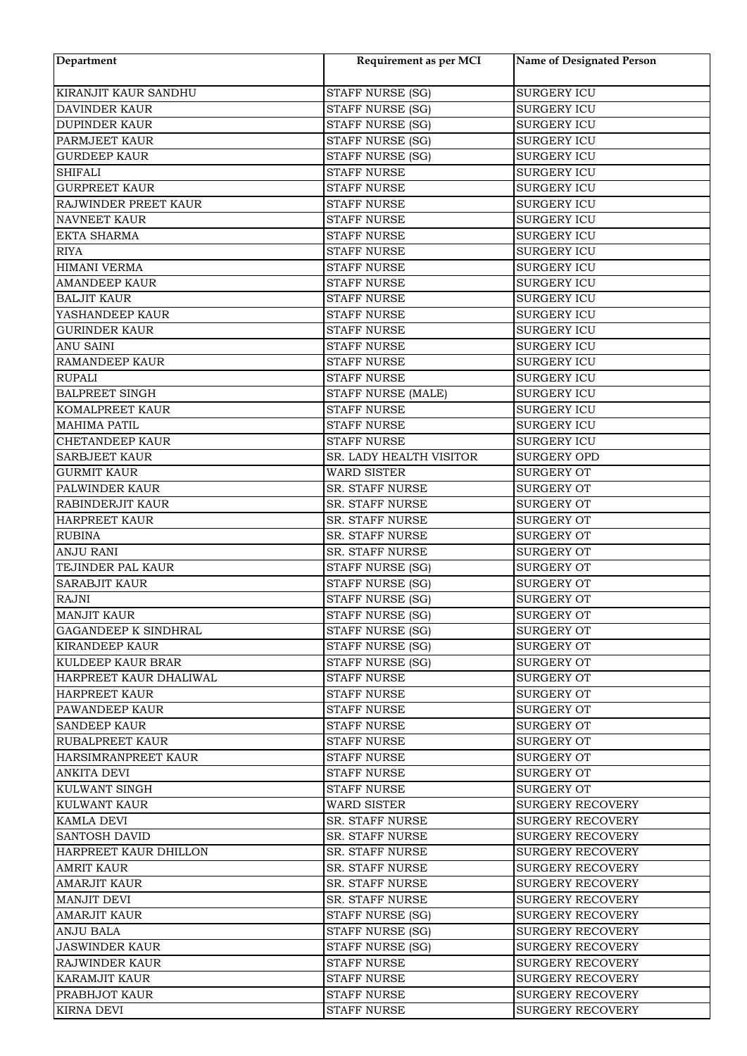| Department | Requirement as per MCI | Name of Designated Person |
|---|---|---|
| KIRANJIT KAUR SANDHU | STAFF NURSE (SG) | SURGERY ICU |
| DAVINDER KAUR | STAFF NURSE (SG) | SURGERY ICU |
| DUPINDER KAUR | STAFF NURSE (SG) | SURGERY ICU |
| PARMJEET KAUR | STAFF NURSE (SG) | SURGERY ICU |
| GURDEEP KAUR | STAFF NURSE (SG) | SURGERY ICU |
| SHIFALI | STAFF NURSE | SURGERY ICU |
| GURPREET KAUR | STAFF NURSE | SURGERY ICU |
| RAJWINDER PREET KAUR | STAFF NURSE | SURGERY ICU |
| NAVNEET KAUR | STAFF NURSE | SURGERY ICU |
| EKTA SHARMA | STAFF NURSE | SURGERY ICU |
| RIYA | STAFF NURSE | SURGERY ICU |
| HIMANI VERMA | STAFF NURSE | SURGERY ICU |
| AMANDEEP KAUR | STAFF NURSE | SURGERY ICU |
| BALJIT KAUR | STAFF NURSE | SURGERY ICU |
| YASHANDEEP KAUR | STAFF NURSE | SURGERY ICU |
| GURINDER KAUR | STAFF NURSE | SURGERY ICU |
| ANU SAINI | STAFF NURSE | SURGERY ICU |
| RAMANDEEP KAUR | STAFF NURSE | SURGERY ICU |
| RUPALI | STAFF NURSE | SURGERY ICU |
| BALPREET SINGH | STAFF NURSE (MALE) | SURGERY ICU |
| KOMALPREET KAUR | STAFF NURSE | SURGERY ICU |
| MAHIMA PATIL | STAFF NURSE | SURGERY ICU |
| CHETANDEEP KAUR | STAFF NURSE | SURGERY ICU |
| SARBJEET KAUR | SR. LADY HEALTH VISITOR | SURGERY OPD |
| GURMIT KAUR | WARD SISTER | SURGERY OT |
| PALWINDER KAUR | SR. STAFF NURSE | SURGERY OT |
| RABINDERJIT KAUR | SR. STAFF NURSE | SURGERY OT |
| HARPREET KAUR | SR. STAFF NURSE | SURGERY OT |
| RUBINA | SR. STAFF NURSE | SURGERY OT |
| ANJU RANI | SR. STAFF NURSE | SURGERY OT |
| TEJINDER PAL KAUR | STAFF NURSE (SG) | SURGERY OT |
| SARABJIT KAUR | STAFF NURSE (SG) | SURGERY OT |
| RAJNI | STAFF NURSE (SG) | SURGERY OT |
| MANJIT KAUR | STAFF NURSE (SG) | SURGERY OT |
| GAGANDEEP K SINDHRAL | STAFF NURSE (SG) | SURGERY OT |
| KIRANDEEP KAUR | STAFF NURSE (SG) | SURGERY OT |
| KULDEEP KAUR BRAR | STAFF NURSE (SG) | SURGERY OT |
| HARPREET KAUR DHALIWAL | STAFF NURSE | SURGERY OT |
| HARPREET KAUR | STAFF NURSE | SURGERY OT |
| PAWANDEEP KAUR | STAFF NURSE | SURGERY OT |
| SANDEEP KAUR | STAFF NURSE | SURGERY OT |
| RUBALPREET KAUR | STAFF NURSE | SURGERY OT |
| HARSIMRANPREET KAUR | STAFF NURSE | SURGERY OT |
| ANKITA DEVI | STAFF NURSE | SURGERY OT |
| KULWANT SINGH | STAFF NURSE | SURGERY OT |
| KULWANT KAUR | WARD SISTER | SURGERY RECOVERY |
| KAMLA DEVI | SR. STAFF NURSE | SURGERY RECOVERY |
| SANTOSH DAVID | SR. STAFF NURSE | SURGERY RECOVERY |
| HARPREET KAUR DHILLON | SR. STAFF NURSE | SURGERY RECOVERY |
| AMRIT KAUR | SR. STAFF NURSE | SURGERY RECOVERY |
| AMARJIT KAUR | SR. STAFF NURSE | SURGERY RECOVERY |
| MANJIT DEVI | SR. STAFF NURSE | SURGERY RECOVERY |
| AMARJIT KAUR | STAFF NURSE (SG) | SURGERY RECOVERY |
| ANJU BALA | STAFF NURSE (SG) | SURGERY RECOVERY |
| JASWINDER KAUR | STAFF NURSE (SG) | SURGERY RECOVERY |
| RAJWINDER KAUR | STAFF NURSE | SURGERY RECOVERY |
| KARAMJIT KAUR | STAFF NURSE | SURGERY RECOVERY |
| PRABHJOT KAUR | STAFF NURSE | SURGERY RECOVERY |
| KIRNA DEVI | STAFF NURSE | SURGERY RECOVERY |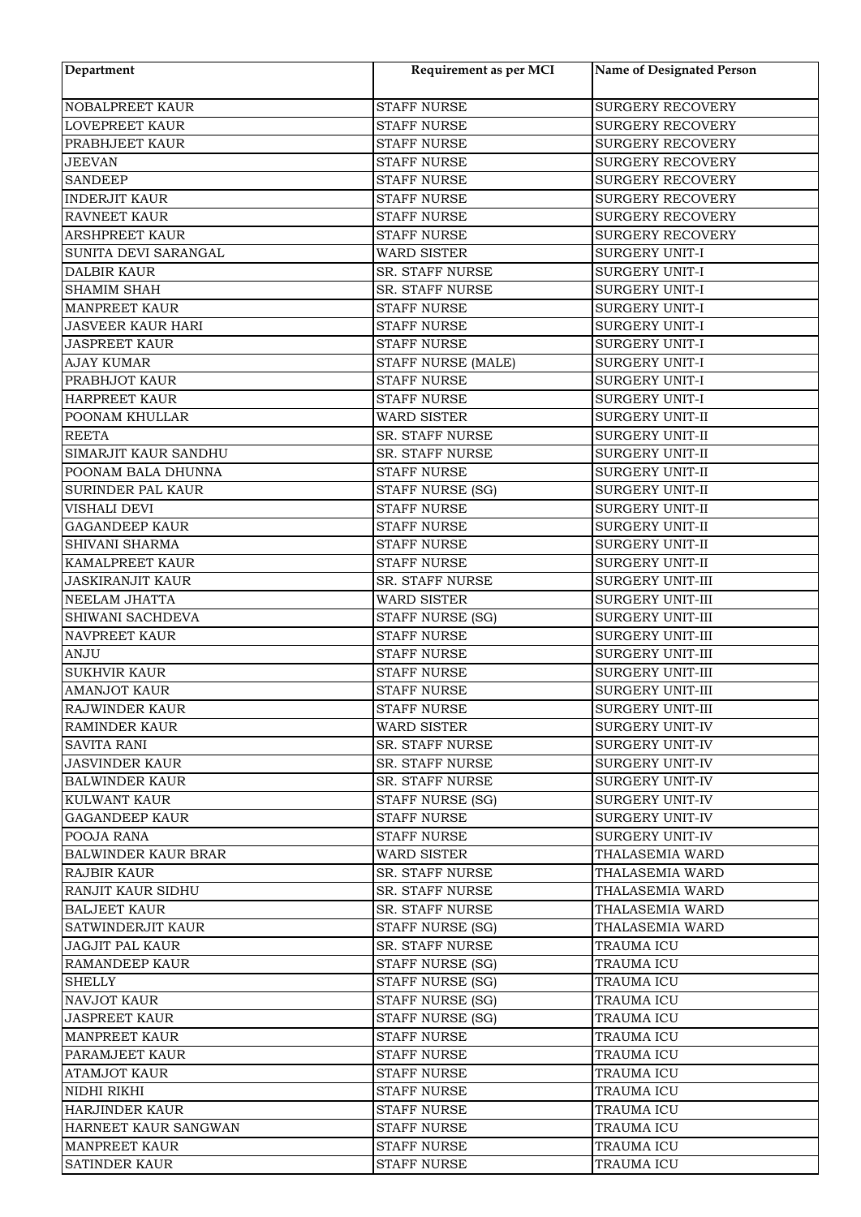| Department | Requirement as per MCI | Name of Designated Person |
|---|---|---|
| NOBALPREET KAUR | STAFF NURSE | SURGERY RECOVERY |
| LOVEPREET KAUR | STAFF NURSE | SURGERY RECOVERY |
| PRABHJEET KAUR | STAFF NURSE | SURGERY RECOVERY |
| JEEVAN | STAFF NURSE | SURGERY RECOVERY |
| SANDEEP | STAFF NURSE | SURGERY RECOVERY |
| INDERJIT KAUR | STAFF NURSE | SURGERY RECOVERY |
| RAVNEET KAUR | STAFF NURSE | SURGERY RECOVERY |
| ARSHPREET KAUR | STAFF NURSE | SURGERY RECOVERY |
| SUNITA DEVI SARANGAL | WARD SISTER | SURGERY UNIT-I |
| DALBIR KAUR | SR. STAFF NURSE | SURGERY UNIT-I |
| SHAMIM SHAH | SR. STAFF NURSE | SURGERY UNIT-I |
| MANPREET KAUR | STAFF NURSE | SURGERY UNIT-I |
| JASVEER KAUR HARI | STAFF NURSE | SURGERY UNIT-I |
| JASPREET KAUR | STAFF NURSE | SURGERY UNIT-I |
| AJAY KUMAR | STAFF NURSE (MALE) | SURGERY UNIT-I |
| PRABHJOT KAUR | STAFF NURSE | SURGERY UNIT-I |
| HARPREET KAUR | STAFF NURSE | SURGERY UNIT-I |
| POONAM KHULLAR | WARD SISTER | SURGERY UNIT-II |
| REETA | SR. STAFF NURSE | SURGERY UNIT-II |
| SIMARJIT KAUR SANDHU | SR. STAFF NURSE | SURGERY UNIT-II |
| POONAM BALA DHUNNA | STAFF NURSE | SURGERY UNIT-II |
| SURINDER PAL KAUR | STAFF NURSE (SG) | SURGERY UNIT-II |
| VISHALI DEVI | STAFF NURSE | SURGERY UNIT-II |
| GAGANDEEP KAUR | STAFF NURSE | SURGERY UNIT-II |
| SHIVANI SHARMA | STAFF NURSE | SURGERY UNIT-II |
| KAMALPREET KAUR | STAFF NURSE | SURGERY UNIT-II |
| JASKIRANJIT KAUR | SR. STAFF NURSE | SURGERY UNIT-III |
| NEELAM JHATTA | WARD SISTER | SURGERY UNIT-III |
| SHIWANI SACHDEVA | STAFF NURSE (SG) | SURGERY UNIT-III |
| NAVPREET KAUR | STAFF NURSE | SURGERY UNIT-III |
| ANJU | STAFF NURSE | SURGERY UNIT-III |
| SUKHVIR KAUR | STAFF NURSE | SURGERY UNIT-III |
| AMANJOT KAUR | STAFF NURSE | SURGERY UNIT-III |
| RAJWINDER KAUR | STAFF NURSE | SURGERY UNIT-III |
| RAMINDER KAUR | WARD SISTER | SURGERY UNIT-IV |
| SAVITA RANI | SR. STAFF NURSE | SURGERY UNIT-IV |
| JASVINDER KAUR | SR. STAFF NURSE | SURGERY UNIT-IV |
| BALWINDER KAUR | SR. STAFF NURSE | SURGERY UNIT-IV |
| KULWANT KAUR | STAFF NURSE (SG) | SURGERY UNIT-IV |
| GAGANDEEP KAUR | STAFF NURSE | SURGERY UNIT-IV |
| POOJA RANA | STAFF NURSE | SURGERY UNIT-IV |
| BALWINDER KAUR BRAR | WARD SISTER | THALASEMIA WARD |
| RAJBIR KAUR | SR. STAFF NURSE | THALASEMIA WARD |
| RANJIT KAUR SIDHU | SR. STAFF NURSE | THALASEMIA WARD |
| BALJEET KAUR | SR. STAFF NURSE | THALASEMIA WARD |
| SATWINDERJIT KAUR | STAFF NURSE (SG) | THALASEMIA WARD |
| JAGJIT PAL KAUR | SR. STAFF NURSE | TRAUMA ICU |
| RAMANDEEP KAUR | STAFF NURSE (SG) | TRAUMA ICU |
| SHELLY | STAFF NURSE (SG) | TRAUMA ICU |
| NAVJOT KAUR | STAFF NURSE (SG) | TRAUMA ICU |
| JASPREET KAUR | STAFF NURSE (SG) | TRAUMA ICU |
| MANPREET KAUR | STAFF NURSE | TRAUMA ICU |
| PARAMJEET KAUR | STAFF NURSE | TRAUMA ICU |
| ATAMJOT KAUR | STAFF NURSE | TRAUMA ICU |
| NIDHI RIKHI | STAFF NURSE | TRAUMA ICU |
| HARJINDER KAUR | STAFF NURSE | TRAUMA ICU |
| HARNEET KAUR SANGWAN | STAFF NURSE | TRAUMA ICU |
| MANPREET KAUR | STAFF NURSE | TRAUMA ICU |
| SATINDER KAUR | STAFF NURSE | TRAUMA ICU |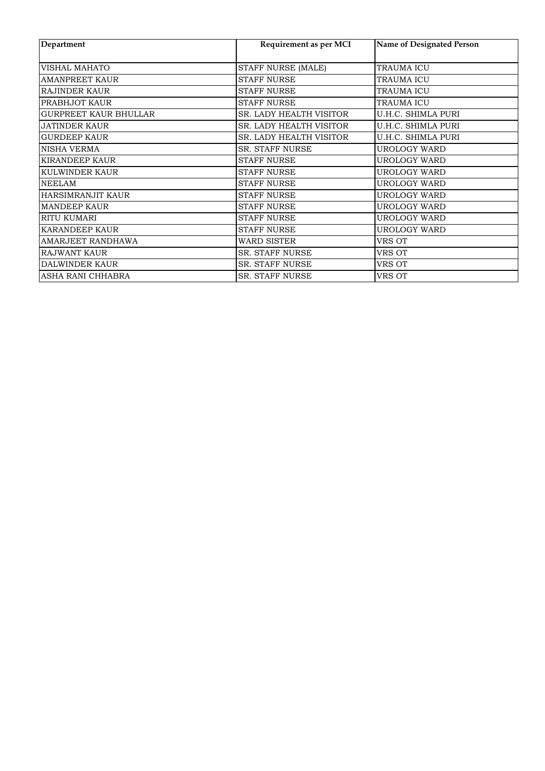| Department | Requirement as per MCI | Name of Designated Person |
|---|---|---|
| VISHAL MAHATO | STAFF NURSE (MALE) | TRAUMA ICU |
| AMANPREET KAUR | STAFF NURSE | TRAUMA ICU |
| RAJINDER KAUR | STAFF NURSE | TRAUMA ICU |
| PRABHJOT KAUR | STAFF NURSE | TRAUMA ICU |
| GURPREET KAUR BHULLAR | SR. LADY HEALTH VISITOR | U.H.C. SHIMLA PURI |
| JATINDER KAUR | SR. LADY HEALTH VISITOR | U.H.C. SHIMLA PURI |
| GURDEEP KAUR | SR. LADY HEALTH VISITOR | U.H.C. SHIMLA PURI |
| NISHA VERMA | SR. STAFF NURSE | UROLOGY WARD |
| KIRANDEEP KAUR | STAFF NURSE | UROLOGY WARD |
| KULWINDER KAUR | STAFF NURSE | UROLOGY WARD |
| NEELAM | STAFF NURSE | UROLOGY WARD |
| HARSIMRANJIT KAUR | STAFF NURSE | UROLOGY WARD |
| MANDEEP KAUR | STAFF NURSE | UROLOGY WARD |
| RITU KUMARI | STAFF NURSE | UROLOGY WARD |
| KARANDEEP KAUR | STAFF NURSE | UROLOGY WARD |
| AMARJEET RANDHAWA | WARD SISTER | VRS OT |
| RAJWANT KAUR | SR. STAFF NURSE | VRS OT |
| DALWINDER KAUR | SR. STAFF NURSE | VRS OT |
| ASHA RANI CHHABRA | SR. STAFF NURSE | VRS OT |